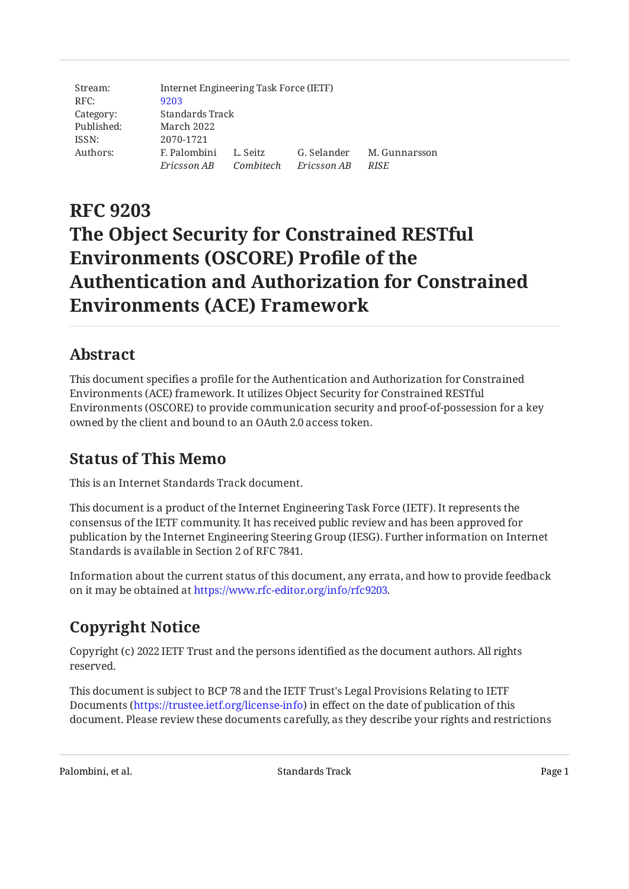| | | | | |
|---|---|---|---|---|
| Stream: | Internet Engineering Task Force (IETF) | | | |
| RFC: | 9203 | | | |
| Category: | Standards Track | | | |
| Published: | March 2022 | | | |
| ISSN: | 2070-1721 | | | |
| Authors: | F. Palombini *Ericsson AB* | L. Seitz *Combitech* | G. Selander *Ericsson AB* | M. Gunnarsson *RISE* |

# RFC 9203 The Object Security for Constrained RESTful Environments (OSCORE) Profile of the Authentication and Authorization for Constrained Environments (ACE) Framework

## Abstract

This document specifies a profile for the Authentication and Authorization for Constrained Environments (ACE) framework. It utilizes Object Security for Constrained RESTful Environments (OSCORE) to provide communication security and proof-of-possession for a key owned by the client and bound to an OAuth 2.0 access token.

## Status of This Memo

This is an Internet Standards Track document.

This document is a product of the Internet Engineering Task Force (IETF). It represents the consensus of the IETF community. It has received public review and has been approved for publication by the Internet Engineering Steering Group (IESG). Further information on Internet Standards is available in Section 2 of RFC 7841.

Information about the current status of this document, any errata, and how to provide feedback on it may be obtained at https://www.rfc-editor.org/info/rfc9203.

## Copyright Notice

Copyright (c) 2022 IETF Trust and the persons identified as the document authors. All rights reserved.

This document is subject to BCP 78 and the IETF Trust's Legal Provisions Relating to IETF Documents (https://trustee.ietf.org/license-info) in effect on the date of publication of this document. Please review these documents carefully, as they describe your rights and restrictions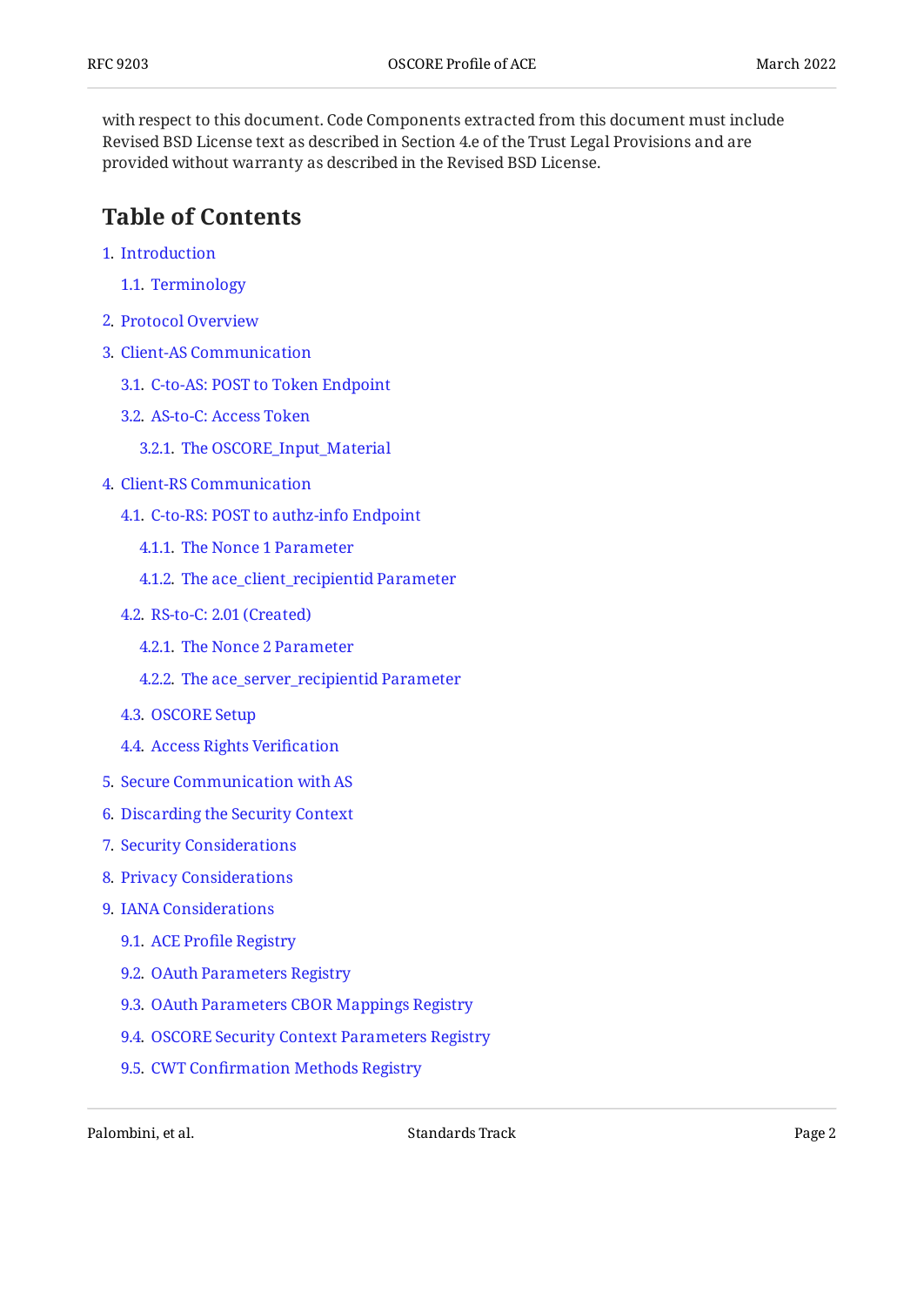with respect to this document. Code Components extracted from this document must include Revised BSD License text as described in Section 4.e of the Trust Legal Provisions and are provided without warranty as described in the Revised BSD License.

## Table of Contents

1. Introduction
   - 1.1. Terminology
2. Protocol Overview
3. Client-AS Communication
   - 3.1. C-to-AS: POST to Token Endpoint
   - 3.2. AS-to-C: Access Token
     - 3.2.1. The OSCORE_Input_Material
4. Client-RS Communication
   - 4.1. C-to-RS: POST to authz-info Endpoint
     - 4.1.1. The Nonce 1 Parameter
     - 4.1.2. The ace_client_recipientid Parameter
   - 4.2. RS-to-C: 2.01 (Created)
     - 4.2.1. The Nonce 2 Parameter
     - 4.2.2. The ace_server_recipientid Parameter
   - 4.3. OSCORE Setup
   - 4.4. Access Rights Verification
5. Secure Communication with AS
6. Discarding the Security Context
7. Security Considerations
8. Privacy Considerations
9. IANA Considerations
   - 9.1. ACE Profile Registry
   - 9.2. OAuth Parameters Registry
   - 9.3. OAuth Parameters CBOR Mappings Registry
   - 9.4. OSCORE Security Context Parameters Registry
   - 9.5. CWT Confirmation Methods Registry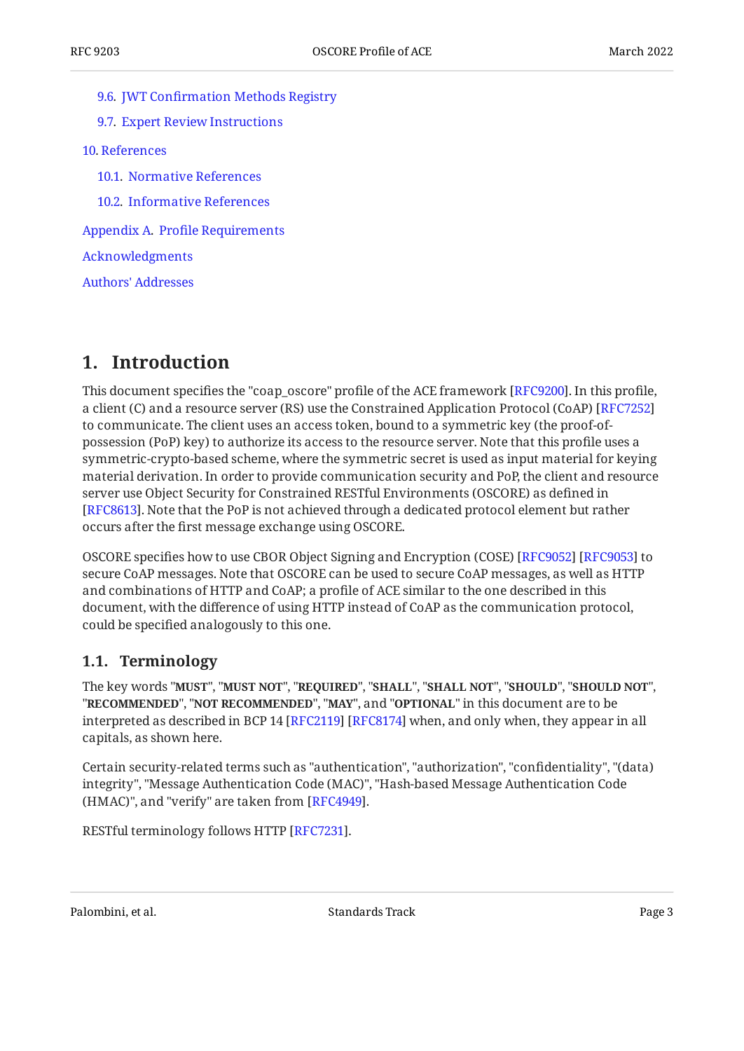- 9.6. JWT Confirmation Methods Registry
- 9.7. Expert Review Instructions

10. References

- 10.1. Normative References
- 10.2. Informative References

Appendix A. Profile Requirements

Acknowledgments

Authors' Addresses

# 1. Introduction

This document specifies the "coap_oscore" profile of the ACE framework [RFC9200]. In this profile, a client (C) and a resource server (RS) use the Constrained Application Protocol (CoAP) [RFC7252] to communicate. The client uses an access token, bound to a symmetric key (the proof-of-possession (PoP) key) to authorize its access to the resource server. Note that this profile uses a symmetric-crypto-based scheme, where the symmetric secret is used as input material for keying material derivation. In order to provide communication security and PoP, the client and resource server use Object Security for Constrained RESTful Environments (OSCORE) as defined in [RFC8613]. Note that the PoP is not achieved through a dedicated protocol element but rather occurs after the first message exchange using OSCORE.

OSCORE specifies how to use CBOR Object Signing and Encryption (COSE) [RFC9052] [RFC9053] to secure CoAP messages. Note that OSCORE can be used to secure CoAP messages, as well as HTTP and combinations of HTTP and CoAP; a profile of ACE similar to the one described in this document, with the difference of using HTTP instead of CoAP as the communication protocol, could be specified analogously to this one.

## 1.1. Terminology

The key words "**MUST**", "**MUST NOT**", "**REQUIRED**", "**SHALL**", "**SHALL NOT**", "**SHOULD**", "**SHOULD NOT**", "**RECOMMENDED**", "**NOT RECOMMENDED**", "**MAY**", and "**OPTIONAL**" in this document are to be interpreted as described in BCP 14 [RFC2119] [RFC8174] when, and only when, they appear in all capitals, as shown here.

Certain security-related terms such as "authentication", "authorization", "confidentiality", "(data) integrity", "Message Authentication Code (MAC)", "Hash-based Message Authentication Code (HMAC)", and "verify" are taken from [RFC4949].

RESTful terminology follows HTTP [RFC7231].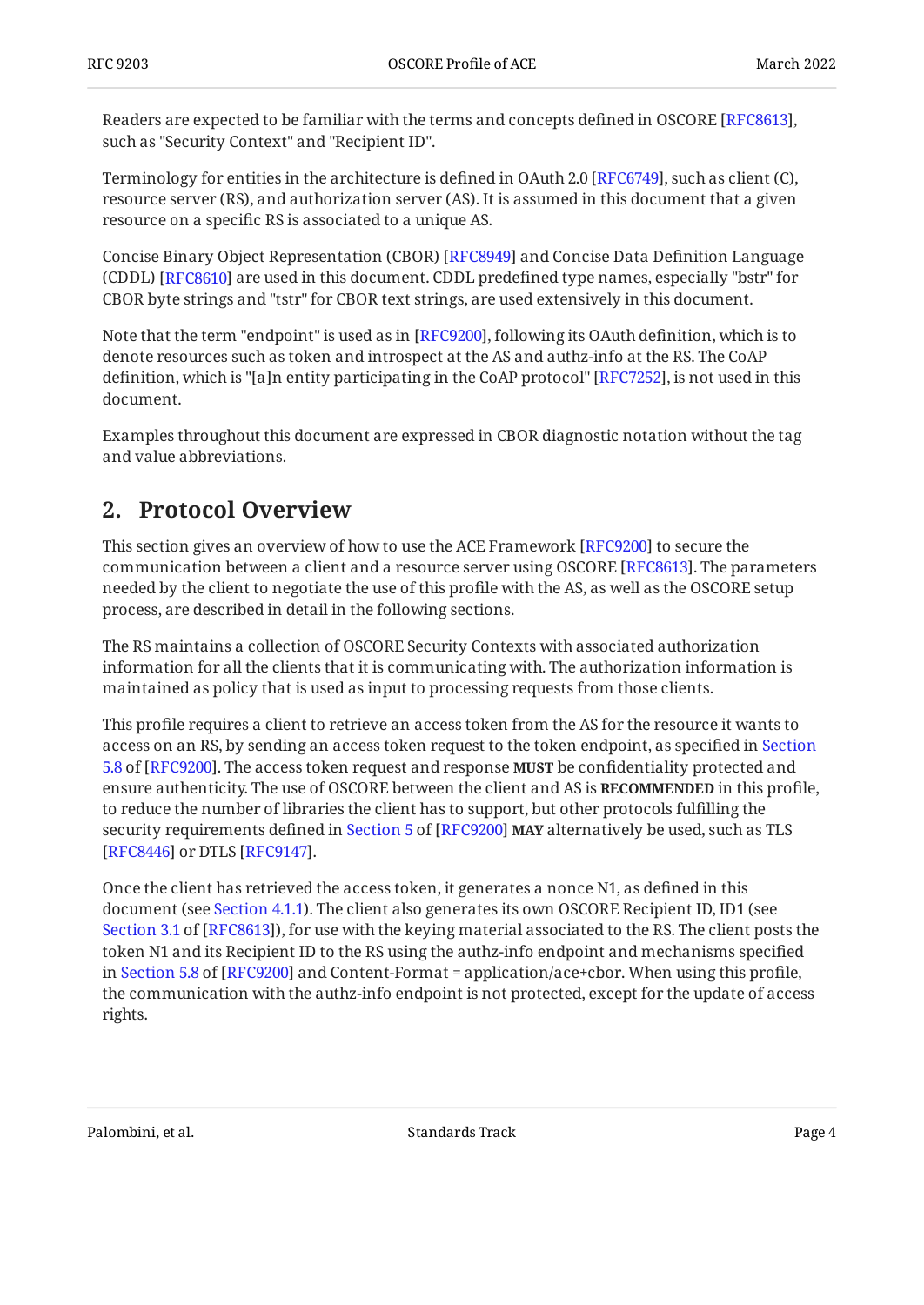Readers are expected to be familiar with the terms and concepts defined in OSCORE [RFC8613], such as "Security Context" and "Recipient ID".

Terminology for entities in the architecture is defined in OAuth 2.0 [RFC6749], such as client (C), resource server (RS), and authorization server (AS). It is assumed in this document that a given resource on a specific RS is associated to a unique AS.

Concise Binary Object Representation (CBOR) [RFC8949] and Concise Data Definition Language (CDDL) [RFC8610] are used in this document. CDDL predefined type names, especially "bstr" for CBOR byte strings and "tstr" for CBOR text strings, are used extensively in this document.

Note that the term "endpoint" is used as in [RFC9200], following its OAuth definition, which is to denote resources such as token and introspect at the AS and authz-info at the RS. The CoAP definition, which is "[a]n entity participating in the CoAP protocol" [RFC7252], is not used in this document.

Examples throughout this document are expressed in CBOR diagnostic notation without the tag and value abbreviations.

## 2. Protocol Overview

This section gives an overview of how to use the ACE Framework [RFC9200] to secure the communication between a client and a resource server using OSCORE [RFC8613]. The parameters needed by the client to negotiate the use of this profile with the AS, as well as the OSCORE setup process, are described in detail in the following sections.

The RS maintains a collection of OSCORE Security Contexts with associated authorization information for all the clients that it is communicating with. The authorization information is maintained as policy that is used as input to processing requests from those clients.

This profile requires a client to retrieve an access token from the AS for the resource it wants to access on an RS, by sending an access token request to the token endpoint, as specified in Section 5.8 of [RFC9200]. The access token request and response **MUST** be confidentiality protected and ensure authenticity. The use of OSCORE between the client and AS is **RECOMMENDED** in this profile, to reduce the number of libraries the client has to support, but other protocols fulfilling the security requirements defined in Section 5 of [RFC9200] **MAY** alternatively be used, such as TLS [RFC8446] or DTLS [RFC9147].

Once the client has retrieved the access token, it generates a nonce N1, as defined in this document (see Section 4.1.1). The client also generates its own OSCORE Recipient ID, ID1 (see Section 3.1 of [RFC8613]), for use with the keying material associated to the RS. The client posts the token N1 and its Recipient ID to the RS using the authz-info endpoint and mechanisms specified in Section 5.8 of [RFC9200] and Content-Format = application/ace+cbor. When using this profile, the communication with the authz-info endpoint is not protected, except for the update of access rights.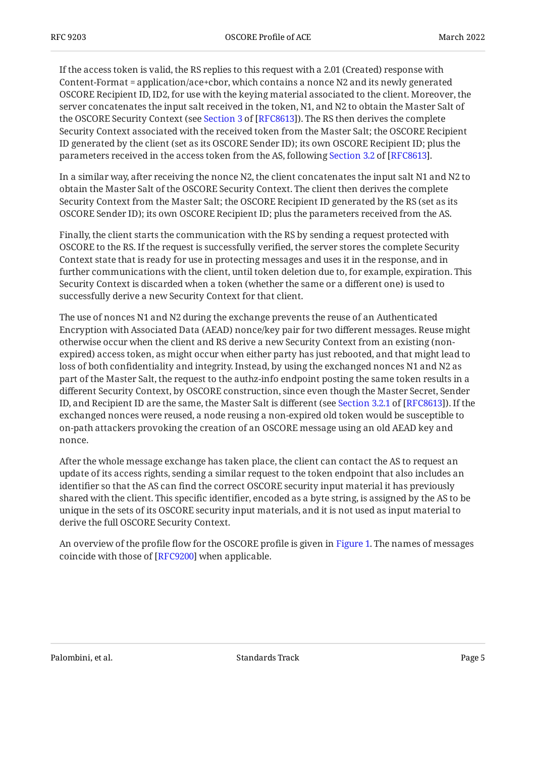If the access token is valid, the RS replies to this request with a 2.01 (Created) response with Content-Format = application/ace+cbor, which contains a nonce N2 and its newly generated OSCORE Recipient ID, ID2, for use with the keying material associated to the client. Moreover, the server concatenates the input salt received in the token, N1, and N2 to obtain the Master Salt of the OSCORE Security Context (see Section 3 of [RFC8613]). The RS then derives the complete Security Context associated with the received token from the Master Salt; the OSCORE Recipient ID generated by the client (set as its OSCORE Sender ID); its own OSCORE Recipient ID; plus the parameters received in the access token from the AS, following Section 3.2 of [RFC8613].

In a similar way, after receiving the nonce N2, the client concatenates the input salt N1 and N2 to obtain the Master Salt of the OSCORE Security Context. The client then derives the complete Security Context from the Master Salt; the OSCORE Recipient ID generated by the RS (set as its OSCORE Sender ID); its own OSCORE Recipient ID; plus the parameters received from the AS.

Finally, the client starts the communication with the RS by sending a request protected with OSCORE to the RS. If the request is successfully verified, the server stores the complete Security Context state that is ready for use in protecting messages and uses it in the response, and in further communications with the client, until token deletion due to, for example, expiration. This Security Context is discarded when a token (whether the same or a different one) is used to successfully derive a new Security Context for that client.

The use of nonces N1 and N2 during the exchange prevents the reuse of an Authenticated Encryption with Associated Data (AEAD) nonce/key pair for two different messages. Reuse might otherwise occur when the client and RS derive a new Security Context from an existing (non-expired) access token, as might occur when either party has just rebooted, and that might lead to loss of both confidentiality and integrity. Instead, by using the exchanged nonces N1 and N2 as part of the Master Salt, the request to the authz-info endpoint posting the same token results in a different Security Context, by OSCORE construction, since even though the Master Secret, Sender ID, and Recipient ID are the same, the Master Salt is different (see Section 3.2.1 of [RFC8613]). If the exchanged nonces were reused, a node reusing a non-expired old token would be susceptible to on-path attackers provoking the creation of an OSCORE message using an old AEAD key and nonce.

After the whole message exchange has taken place, the client can contact the AS to request an update of its access rights, sending a similar request to the token endpoint that also includes an identifier so that the AS can find the correct OSCORE security input material it has previously shared with the client. This specific identifier, encoded as a byte string, is assigned by the AS to be unique in the sets of its OSCORE security input materials, and it is not used as input material to derive the full OSCORE Security Context.

An overview of the profile flow for the OSCORE profile is given in Figure 1. The names of messages coincide with those of [RFC9200] when applicable.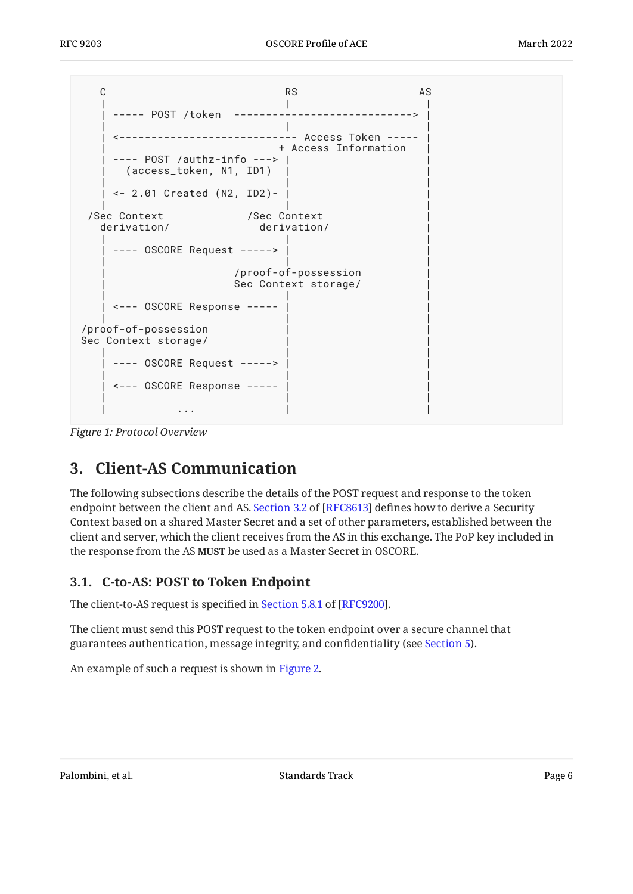```
   C                            RS                   AS
   |                            |                     |
   | ----- POST /token  ----------------------------> |
   |                            |                     |
   | <---------------------------- Access Token ----- |
   |                           + Access Information    |
   | ---- POST /authz-info ---> |                     |
   |   (access_token, N1, ID1)  |                     |
   |                            |                     |
   | <- 2.01 Created (N2, ID2)- |                     |
   |                            |                     |
 /Sec Context             /Sec Context                |
   derivation/              derivation/               |
   |                            |                     |
   | ---- OSCORE Request -----> |                     |
   |                            |                     |
   |                    /proof-of-possession          |
   |                    Sec Context storage/          |
   |                            |                     |
   | <--- OSCORE Response ----- |                     |
   |                            |                     |
/proof-of-possession            |                     |
Sec Context storage/            |                     |
   |                            |                     |
   | ---- OSCORE Request -----> |                     |
   |                            |                     |
   | <--- OSCORE Response ----- |                     |
   |                            |                     |
   |           ...              |                     |
```

*Figure 1: Protocol Overview*

# 3. Client-AS Communication

The following subsections describe the details of the POST request and response to the token endpoint between the client and AS. Section 3.2 of [RFC8613] defines how to derive a Security Context based on a shared Master Secret and a set of other parameters, established between the client and server, which the client receives from the AS in this exchange. The PoP key included in the response from the AS **MUST** be used as a Master Secret in OSCORE.

## 3.1. C-to-AS: POST to Token Endpoint

The client-to-AS request is specified in Section 5.8.1 of [RFC9200].

The client must send this POST request to the token endpoint over a secure channel that guarantees authentication, message integrity, and confidentiality (see Section 5).

An example of such a request is shown in Figure 2.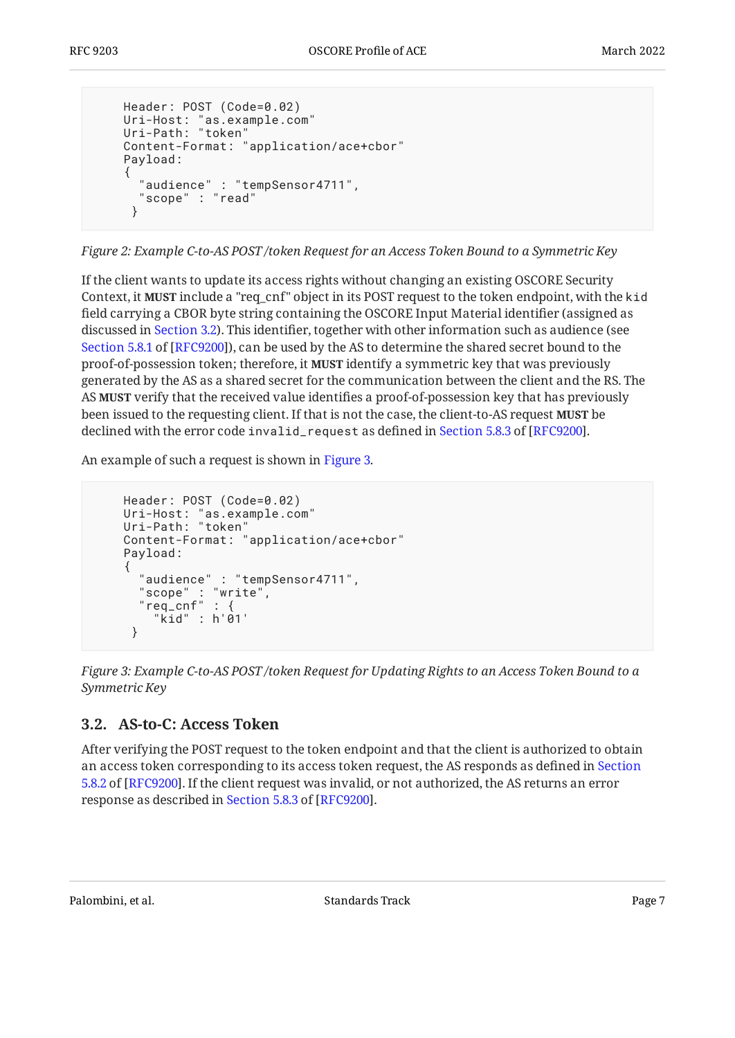```
Header: POST (Code=0.02)
Uri-Host: "as.example.com"
Uri-Path: "token"
Content-Format: "application/ace+cbor"
Payload:
{
  "audience" : "tempSensor4711",
  "scope" : "read"
 }
```

*Figure 2: Example C-to-AS POST /token Request for an Access Token Bound to a Symmetric Key*

If the client wants to update its access rights without changing an existing OSCORE Security Context, it **MUST** include a "req_cnf" object in its POST request to the token endpoint, with the `kid` field carrying a CBOR byte string containing the OSCORE Input Material identifier (assigned as discussed in Section 3.2). This identifier, together with other information such as audience (see Section 5.8.1 of [RFC9200]), can be used by the AS to determine the shared secret bound to the proof-of-possession token; therefore, it **MUST** identify a symmetric key that was previously generated by the AS as a shared secret for the communication between the client and the RS. The AS **MUST** verify that the received value identifies a proof-of-possession key that has previously been issued to the requesting client. If that is not the case, the client-to-AS request **MUST** be declined with the error code `invalid_request` as defined in Section 5.8.3 of [RFC9200].

An example of such a request is shown in Figure 3.

```
Header: POST (Code=0.02)
Uri-Host: "as.example.com"
Uri-Path: "token"
Content-Format: "application/ace+cbor"
Payload:
{
  "audience" : "tempSensor4711",
  "scope" : "write",
  "req_cnf" : {
    "kid" : h'01'
 }
```

*Figure 3: Example C-to-AS POST /token Request for Updating Rights to an Access Token Bound to a Symmetric Key*

### 3.2. AS-to-C: Access Token

After verifying the POST request to the token endpoint and that the client is authorized to obtain an access token corresponding to its access token request, the AS responds as defined in Section 5.8.2 of [RFC9200]. If the client request was invalid, or not authorized, the AS returns an error response as described in Section 5.8.3 of [RFC9200].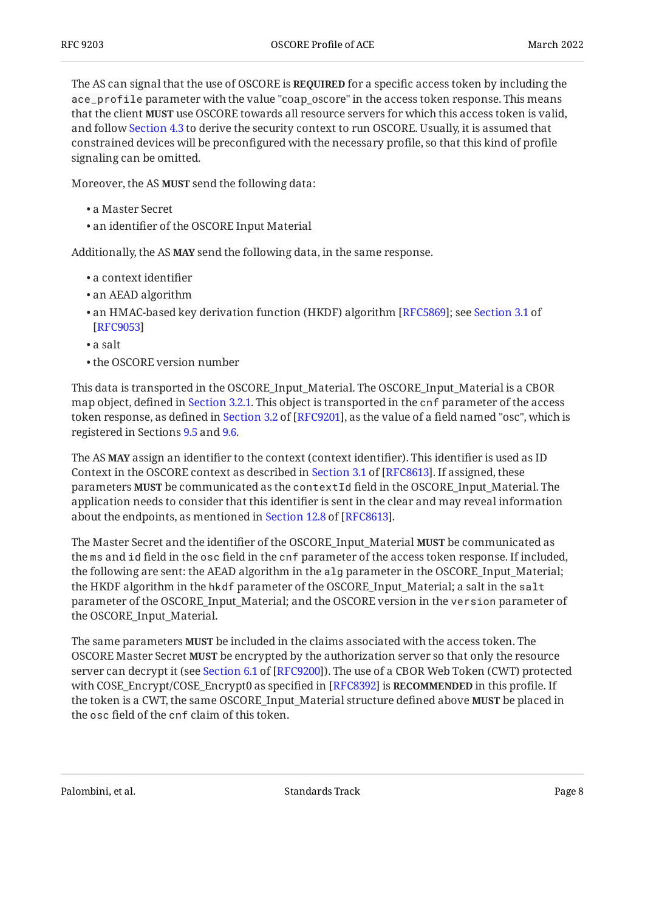The AS can signal that the use of OSCORE is **REQUIRED** for a specific access token by including the `ace_profile` parameter with the value "coap_oscore" in the access token response. This means that the client **MUST** use OSCORE towards all resource servers for which this access token is valid, and follow Section 4.3 to derive the security context to run OSCORE. Usually, it is assumed that constrained devices will be preconfigured with the necessary profile, so that this kind of profile signaling can be omitted.

Moreover, the AS **MUST** send the following data:

- a Master Secret
- an identifier of the OSCORE Input Material

Additionally, the AS **MAY** send the following data, in the same response.

- a context identifier
- an AEAD algorithm
- an HMAC-based key derivation function (HKDF) algorithm [RFC5869]; see Section 3.1 of [RFC9053]
- a salt
- the OSCORE version number

This data is transported in the OSCORE_Input_Material. The OSCORE_Input_Material is a CBOR map object, defined in Section 3.2.1. This object is transported in the `cnf` parameter of the access token response, as defined in Section 3.2 of [RFC9201], as the value of a field named "osc", which is registered in Sections 9.5 and 9.6.

The AS **MAY** assign an identifier to the context (context identifier). This identifier is used as ID Context in the OSCORE context as described in Section 3.1 of [RFC8613]. If assigned, these parameters **MUST** be communicated as the `contextId` field in the OSCORE_Input_Material. The application needs to consider that this identifier is sent in the clear and may reveal information about the endpoints, as mentioned in Section 12.8 of [RFC8613].

The Master Secret and the identifier of the OSCORE_Input_Material **MUST** be communicated as the `ms` and `id` field in the `osc` field in the `cnf` parameter of the access token response. If included, the following are sent: the AEAD algorithm in the `alg` parameter in the OSCORE_Input_Material; the HKDF algorithm in the `hkdf` parameter of the OSCORE_Input_Material; a salt in the `salt` parameter of the OSCORE_Input_Material; and the OSCORE version in the `version` parameter of the OSCORE_Input_Material.

The same parameters **MUST** be included in the claims associated with the access token. The OSCORE Master Secret **MUST** be encrypted by the authorization server so that only the resource server can decrypt it (see Section 6.1 of [RFC9200]). The use of a CBOR Web Token (CWT) protected with COSE_Encrypt/COSE_Encrypt0 as specified in [RFC8392] is **RECOMMENDED** in this profile. If the token is a CWT, the same OSCORE_Input_Material structure defined above **MUST** be placed in the `osc` field of the `cnf` claim of this token.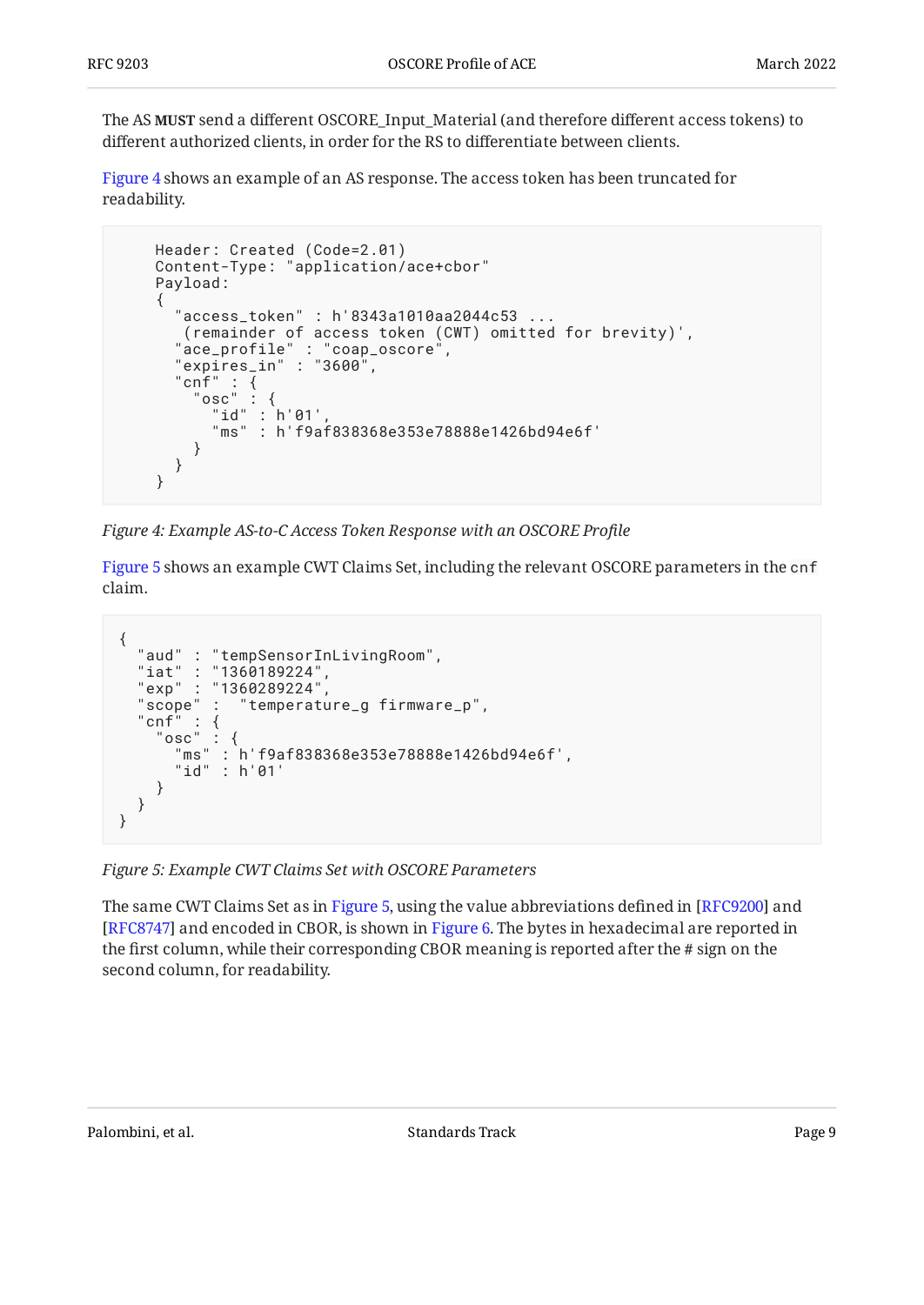The AS **MUST** send a different OSCORE_Input_Material (and therefore different access tokens) to different authorized clients, in order for the RS to differentiate between clients.

Figure 4 shows an example of an AS response. The access token has been truncated for readability.

```
    Header: Created (Code=2.01)
    Content-Type: "application/ace+cbor"
    Payload:
    {
      "access_token" : h'8343a1010aa2044c53 ...
       (remainder of access token (CWT) omitted for brevity)',
      "ace_profile" : "coap_oscore",
      "expires_in" : "3600",
      "cnf" : {
        "osc" : {
          "id" : h'01',
          "ms" : h'f9af838368e353e78888e1426bd94e6f'
        }
      }
    }
```

*Figure 4: Example AS-to-C Access Token Response with an OSCORE Profile*

Figure 5 shows an example CWT Claims Set, including the relevant OSCORE parameters in the `cnf` claim.

```
{
  "aud" : "tempSensorInLivingRoom",
  "iat" : "1360189224",
  "exp" : "1360289224",
  "scope" :  "temperature_g firmware_p",
  "cnf" : {
    "osc" : {
      "ms" : h'f9af838368e353e78888e1426bd94e6f',
      "id" : h'01'
    }
  }
}
```

*Figure 5: Example CWT Claims Set with OSCORE Parameters*

The same CWT Claims Set as in Figure 5, using the value abbreviations defined in [RFC9200] and [RFC8747] and encoded in CBOR, is shown in Figure 6. The bytes in hexadecimal are reported in the first column, while their corresponding CBOR meaning is reported after the # sign on the second column, for readability.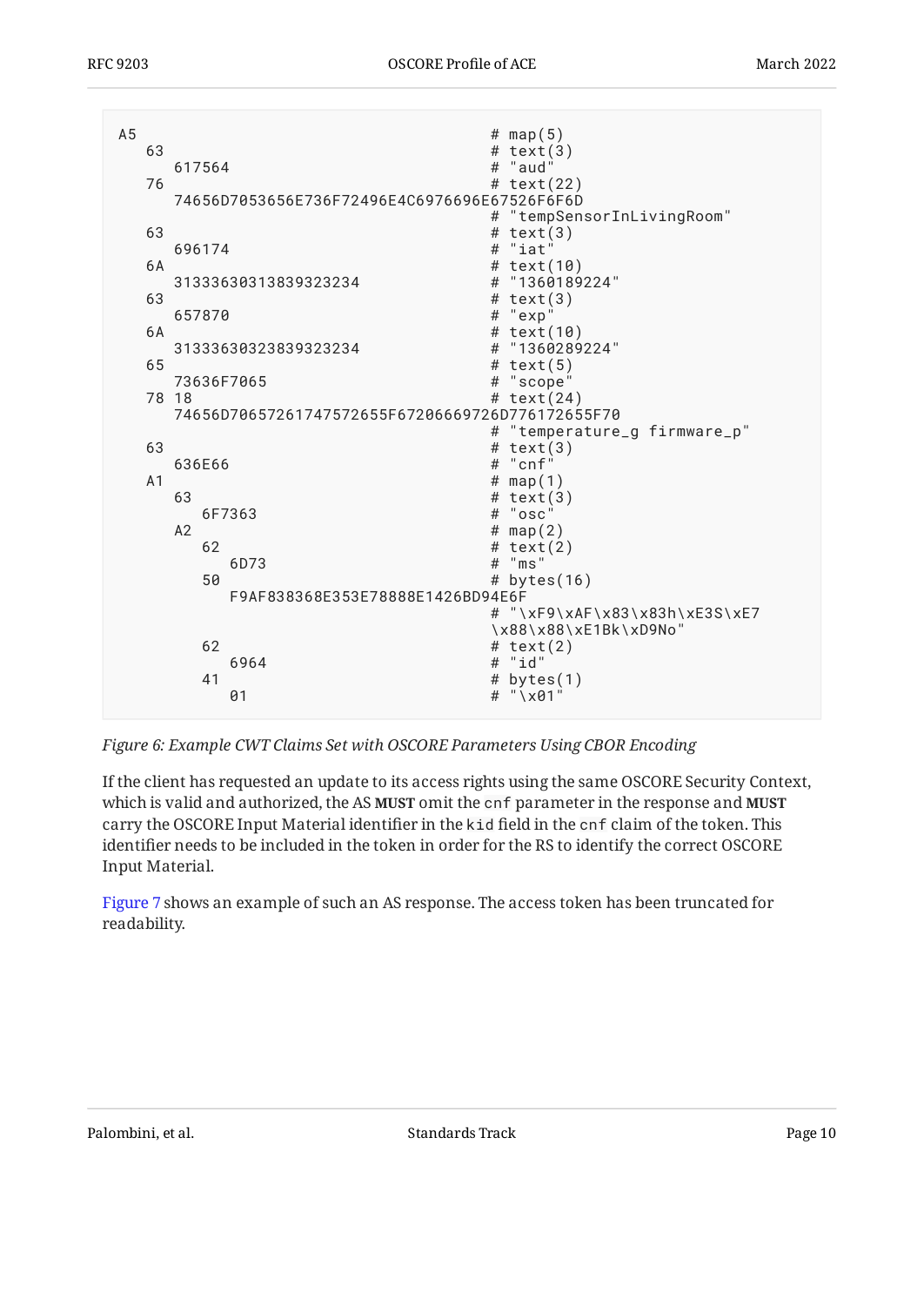```
A5                                       # map(5)
   63                                    # text(3)
      617564                             # "aud"
   76                                    # text(22)
      74656D7053656E736F72496E4C6976696E67526F6F6D
                                         # "tempSensorInLivingRoom"
   63                                    # text(3)
      696174                             # "iat"
   6A                                    # text(10)
      31333630313839323234               # "1360189224"
   63                                    # text(3)
      657870                             # "exp"
   6A                                    # text(10)
      31333630323839323234               # "1360289224"
   65                                    # text(5)
      73636F7065                         # "scope"
   78 18                                 # text(24)
      74656D70657261747572655F67206669726D776172655F70
                                         # "temperature_g firmware_p"
   63                                    # text(3)
      636E66                             # "cnf"
   A1                                    # map(1)
      63                                 # text(3)
         6F7363                          # "osc"
      A2                                 # map(2)
         62                              # text(2)
            6D73                         # "ms"
         50                              # bytes(16)
            F9AF838368E353E78888E1426BD94E6F
                                         # "\xF9\xAF\x83\x83h\xE3S\xE7
                                         \x88\x88\xE1Bk\xD9No"
         62                              # text(2)
            6964                         # "id"
         41                              # bytes(1)
            01                           # "\x01"
```

*Figure 6: Example CWT Claims Set with OSCORE Parameters Using CBOR Encoding*

If the client has requested an update to its access rights using the same OSCORE Security Context, which is valid and authorized, the AS **MUST** omit the `cnf` parameter in the response and **MUST** carry the OSCORE Input Material identifier in the `kid` field in the `cnf` claim of the token. This identifier needs to be included in the token in order for the RS to identify the correct OSCORE Input Material.

Figure 7 shows an example of such an AS response. The access token has been truncated for readability.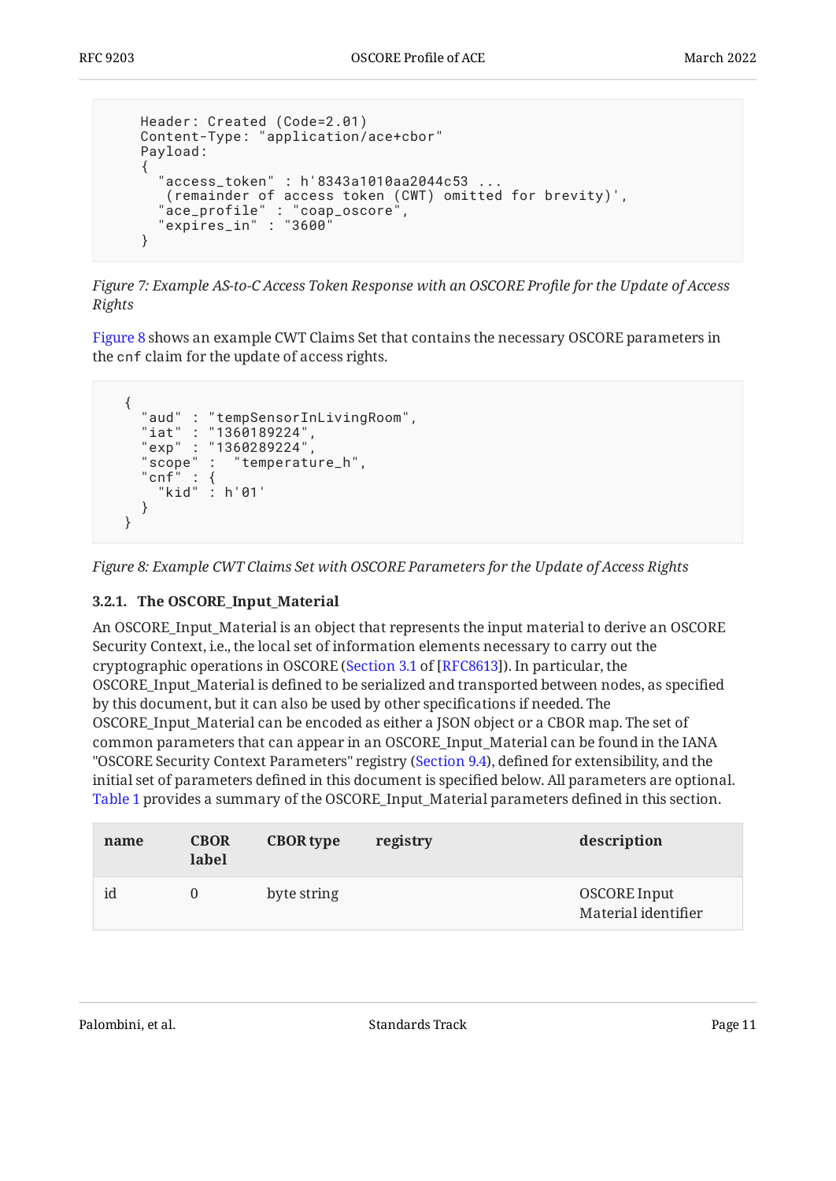```
    Header: Created (Code=2.01)
    Content-Type: "application/ace+cbor"
    Payload:
    {
      "access_token" : h'8343a1010aa2044c53 ...
       (remainder of access token (CWT) omitted for brevity)',
      "ace_profile" : "coap_oscore",
      "expires_in" : "3600"
    }
```

*Figure 7: Example AS-to-C Access Token Response with an OSCORE Profile for the Update of Access Rights*

Figure 8 shows an example CWT Claims Set that contains the necessary OSCORE parameters in the `cnf` claim for the update of access rights.

```
  {
    "aud" : "tempSensorInLivingRoom",
    "iat" : "1360189224",
    "exp" : "1360289224",
    "scope" :  "temperature_h",
    "cnf" : {
      "kid" : h'01'
    }
  }
```

*Figure 8: Example CWT Claims Set with OSCORE Parameters for the Update of Access Rights*

### 3.2.1. The OSCORE_Input_Material

An OSCORE_Input_Material is an object that represents the input material to derive an OSCORE Security Context, i.e., the local set of information elements necessary to carry out the cryptographic operations in OSCORE (Section 3.1 of [RFC8613]). In particular, the OSCORE_Input_Material is defined to be serialized and transported between nodes, as specified by this document, but it can also be used by other specifications if needed. The OSCORE_Input_Material can be encoded as either a JSON object or a CBOR map. The set of common parameters that can appear in an OSCORE_Input_Material can be found in the IANA "OSCORE Security Context Parameters" registry (Section 9.4), defined for extensibility, and the initial set of parameters defined in this document is specified below. All parameters are optional. Table 1 provides a summary of the OSCORE_Input_Material parameters defined in this section.

| name | CBOR label | CBOR type | registry | description |
|---|---|---|---|---|
| id | 0 | byte string | | OSCORE Input Material identifier |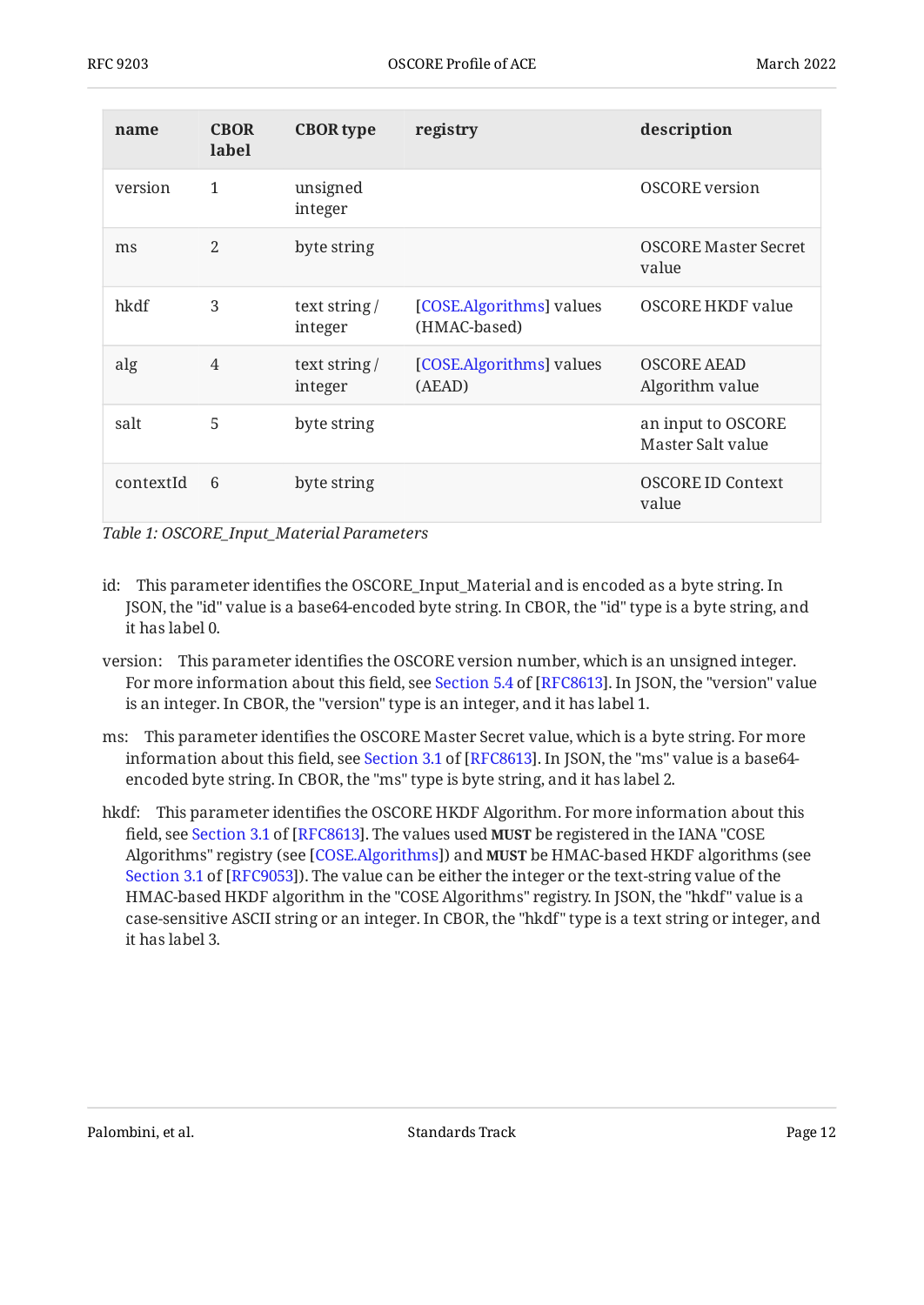| name | CBOR label | CBOR type | registry | description |
|---|---|---|---|---|
| version | 1 | unsigned integer | | OSCORE version |
| ms | 2 | byte string | | OSCORE Master Secret value |
| hkdf | 3 | text string / integer | [COSE.Algorithms] values (HMAC-based) | OSCORE HKDF value |
| alg | 4 | text string / integer | [COSE.Algorithms] values (AEAD) | OSCORE AEAD Algorithm value |
| salt | 5 | byte string | | an input to OSCORE Master Salt value |
| contextId | 6 | byte string | | OSCORE ID Context value |

*Table 1: OSCORE_Input_Material Parameters*

id:
: This parameter identifies the OSCORE_Input_Material and is encoded as a byte string. In JSON, the "id" value is a base64-encoded byte string. In CBOR, the "id" type is a byte string, and it has label 0.

version:
: This parameter identifies the OSCORE version number, which is an unsigned integer. For more information about this field, see Section 5.4 of [RFC8613]. In JSON, the "version" value is an integer. In CBOR, the "version" type is an integer, and it has label 1.

ms:
: This parameter identifies the OSCORE Master Secret value, which is a byte string. For more information about this field, see Section 3.1 of [RFC8613]. In JSON, the "ms" value is a base64-encoded byte string. In CBOR, the "ms" type is byte string, and it has label 2.

hkdf:
: This parameter identifies the OSCORE HKDF Algorithm. For more information about this field, see Section 3.1 of [RFC8613]. The values used **MUST** be registered in the IANA "COSE Algorithms" registry (see [COSE.Algorithms]) and **MUST** be HMAC-based HKDF algorithms (see Section 3.1 of [RFC9053]). The value can be either the integer or the text-string value of the HMAC-based HKDF algorithm in the "COSE Algorithms" registry. In JSON, the "hkdf" value is a case-sensitive ASCII string or an integer. In CBOR, the "hkdf" type is a text string or integer, and it has label 3.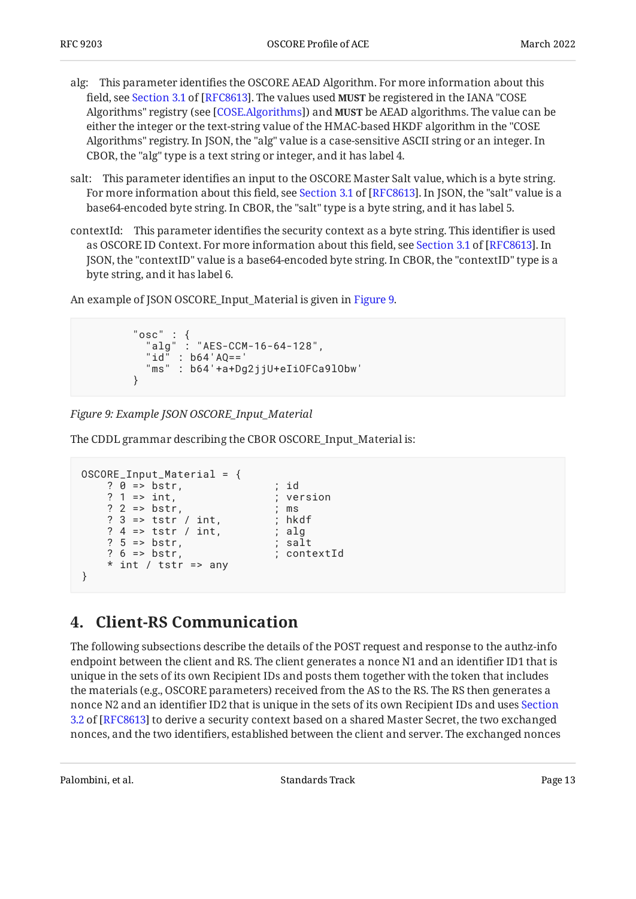alg: This parameter identifies the OSCORE AEAD Algorithm. For more information about this field, see Section 3.1 of [RFC8613]. The values used **MUST** be registered in the IANA "COSE Algorithms" registry (see [COSE.Algorithms]) and **MUST** be AEAD algorithms. The value can be either the integer or the text-string value of the HMAC-based HKDF algorithm in the "COSE Algorithms" registry. In JSON, the "alg" value is a case-sensitive ASCII string or an integer. In CBOR, the "alg" type is a text string or integer, and it has label 4.

salt: This parameter identifies an input to the OSCORE Master Salt value, which is a byte string. For more information about this field, see Section 3.1 of [RFC8613]. In JSON, the "salt" value is a base64-encoded byte string. In CBOR, the "salt" type is a byte string, and it has label 5.

contextId: This parameter identifies the security context as a byte string. This identifier is used as OSCORE ID Context. For more information about this field, see Section 3.1 of [RFC8613]. In JSON, the "contextID" value is a base64-encoded byte string. In CBOR, the "contextID" type is a byte string, and it has label 6.

An example of JSON OSCORE_Input_Material is given in Figure 9.

```
        "osc" : {
          "alg" : "AES-CCM-16-64-128",
          "id" : b64'AQ=='
          "ms" : b64'+a+Dg2jjU+eIiOFCa9lObw'
        }
```

*Figure 9: Example JSON OSCORE_Input_Material*

The CDDL grammar describing the CBOR OSCORE_Input_Material is:

```
OSCORE_Input_Material = {
    ? 0 => bstr,              ; id
    ? 1 => int,               ; version
    ? 2 => bstr,              ; ms
    ? 3 => tstr / int,        ; hkdf
    ? 4 => tstr / int,        ; alg
    ? 5 => bstr,              ; salt
    ? 6 => bstr,              ; contextId
    * int / tstr => any
}
```

# 4. Client-RS Communication

The following subsections describe the details of the POST request and response to the authz-info endpoint between the client and RS. The client generates a nonce N1 and an identifier ID1 that is unique in the sets of its own Recipient IDs and posts them together with the token that includes the materials (e.g., OSCORE parameters) received from the AS to the RS. The RS then generates a nonce N2 and an identifier ID2 that is unique in the sets of its own Recipient IDs and uses Section 3.2 of [RFC8613] to derive a security context based on a shared Master Secret, the two exchanged nonces, and the two identifiers, established between the client and server. The exchanged nonces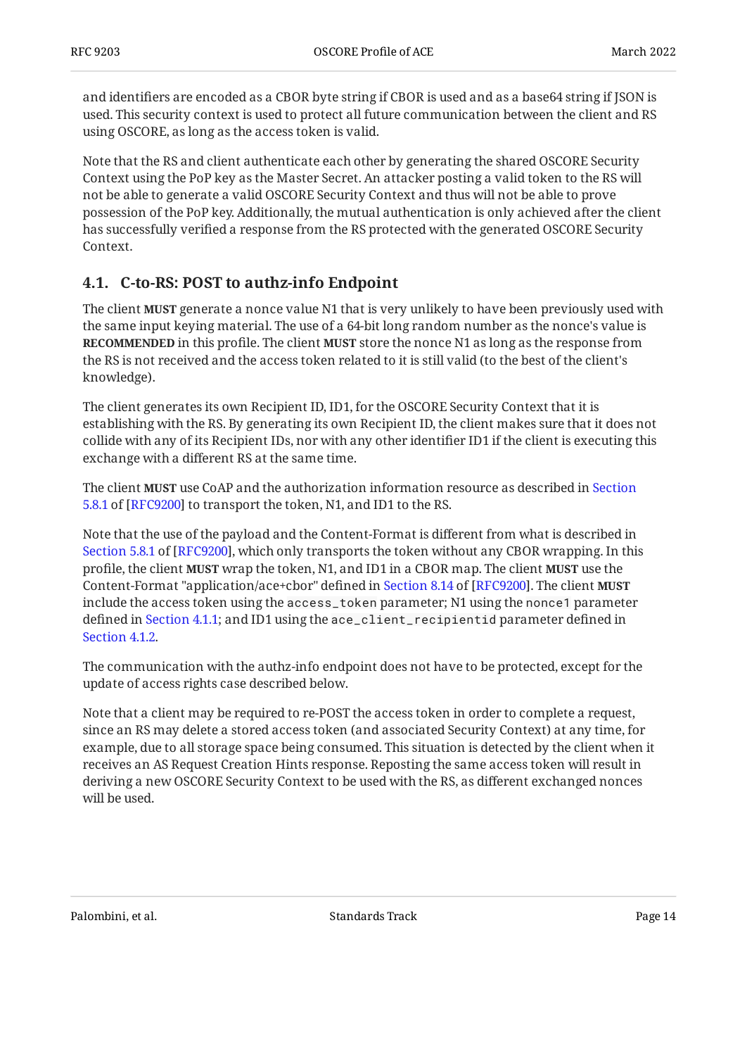and identifiers are encoded as a CBOR byte string if CBOR is used and as a base64 string if JSON is used. This security context is used to protect all future communication between the client and RS using OSCORE, as long as the access token is valid.

Note that the RS and client authenticate each other by generating the shared OSCORE Security Context using the PoP key as the Master Secret. An attacker posting a valid token to the RS will not be able to generate a valid OSCORE Security Context and thus will not be able to prove possession of the PoP key. Additionally, the mutual authentication is only achieved after the client has successfully verified a response from the RS protected with the generated OSCORE Security Context.

## 4.1. C-to-RS: POST to authz-info Endpoint

The client **MUST** generate a nonce value N1 that is very unlikely to have been previously used with the same input keying material. The use of a 64-bit long random number as the nonce's value is **RECOMMENDED** in this profile. The client **MUST** store the nonce N1 as long as the response from the RS is not received and the access token related to it is still valid (to the best of the client's knowledge).

The client generates its own Recipient ID, ID1, for the OSCORE Security Context that it is establishing with the RS. By generating its own Recipient ID, the client makes sure that it does not collide with any of its Recipient IDs, nor with any other identifier ID1 if the client is executing this exchange with a different RS at the same time.

The client **MUST** use CoAP and the authorization information resource as described in Section 5.8.1 of [RFC9200] to transport the token, N1, and ID1 to the RS.

Note that the use of the payload and the Content-Format is different from what is described in Section 5.8.1 of [RFC9200], which only transports the token without any CBOR wrapping. In this profile, the client **MUST** wrap the token, N1, and ID1 in a CBOR map. The client **MUST** use the Content-Format "application/ace+cbor" defined in Section 8.14 of [RFC9200]. The client **MUST** include the access token using the `access_token` parameter; N1 using the `nonce1` parameter defined in Section 4.1.1; and ID1 using the `ace_client_recipientid` parameter defined in Section 4.1.2.

The communication with the authz-info endpoint does not have to be protected, except for the update of access rights case described below.

Note that a client may be required to re-POST the access token in order to complete a request, since an RS may delete a stored access token (and associated Security Context) at any time, for example, due to all storage space being consumed. This situation is detected by the client when it receives an AS Request Creation Hints response. Reposting the same access token will result in deriving a new OSCORE Security Context to be used with the RS, as different exchanged nonces will be used.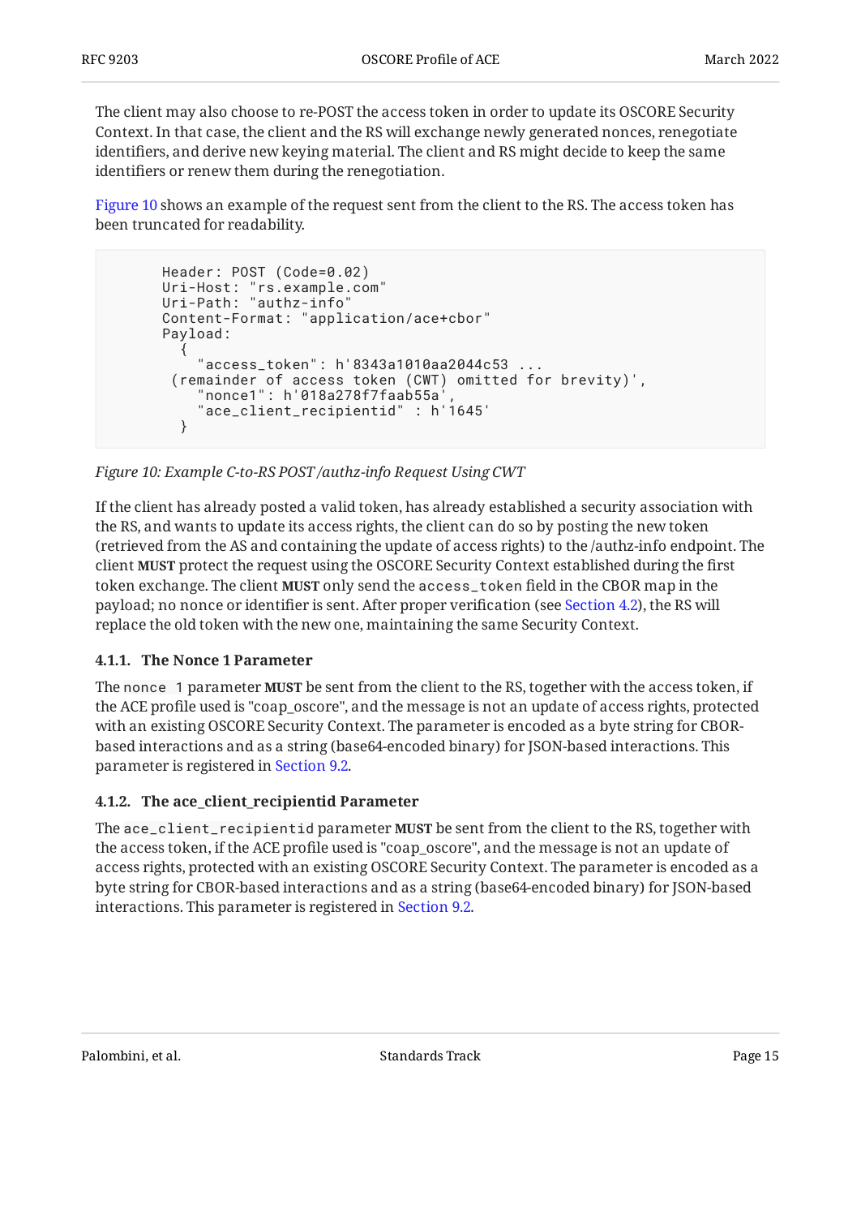The client may also choose to re-POST the access token in order to update its OSCORE Security Context. In that case, the client and the RS will exchange newly generated nonces, renegotiate identifiers, and derive new keying material. The client and RS might decide to keep the same identifiers or renew them during the renegotiation.

Figure 10 shows an example of the request sent from the client to the RS. The access token has been truncated for readability.

```
      Header: POST (Code=0.02)
      Uri-Host: "rs.example.com"
      Uri-Path: "authz-info"
      Content-Format: "application/ace+cbor"
      Payload:
        {
          "access_token": h'8343a1010aa2044c53 ...
       (remainder of access token (CWT) omitted for brevity)',
          "nonce1": h'018a278f7faab55a',
          "ace_client_recipientid" : h'1645'
        }
```

*Figure 10: Example C-to-RS POST /authz-info Request Using CWT*

If the client has already posted a valid token, has already established a security association with the RS, and wants to update its access rights, the client can do so by posting the new token (retrieved from the AS and containing the update of access rights) to the /authz-info endpoint. The client **MUST** protect the request using the OSCORE Security Context established during the first token exchange. The client **MUST** only send the `access_token` field in the CBOR map in the payload; no nonce or identifier is sent. After proper verification (see Section 4.2), the RS will replace the old token with the new one, maintaining the same Security Context.

### 4.1.1. The Nonce 1 Parameter

The `nonce 1` parameter **MUST** be sent from the client to the RS, together with the access token, if the ACE profile used is "coap_oscore", and the message is not an update of access rights, protected with an existing OSCORE Security Context. The parameter is encoded as a byte string for CBOR-based interactions and as a string (base64-encoded binary) for JSON-based interactions. This parameter is registered in Section 9.2.

### 4.1.2. The ace_client_recipientid Parameter

The `ace_client_recipientid` parameter **MUST** be sent from the client to the RS, together with the access token, if the ACE profile used is "coap_oscore", and the message is not an update of access rights, protected with an existing OSCORE Security Context. The parameter is encoded as a byte string for CBOR-based interactions and as a string (base64-encoded binary) for JSON-based interactions. This parameter is registered in Section 9.2.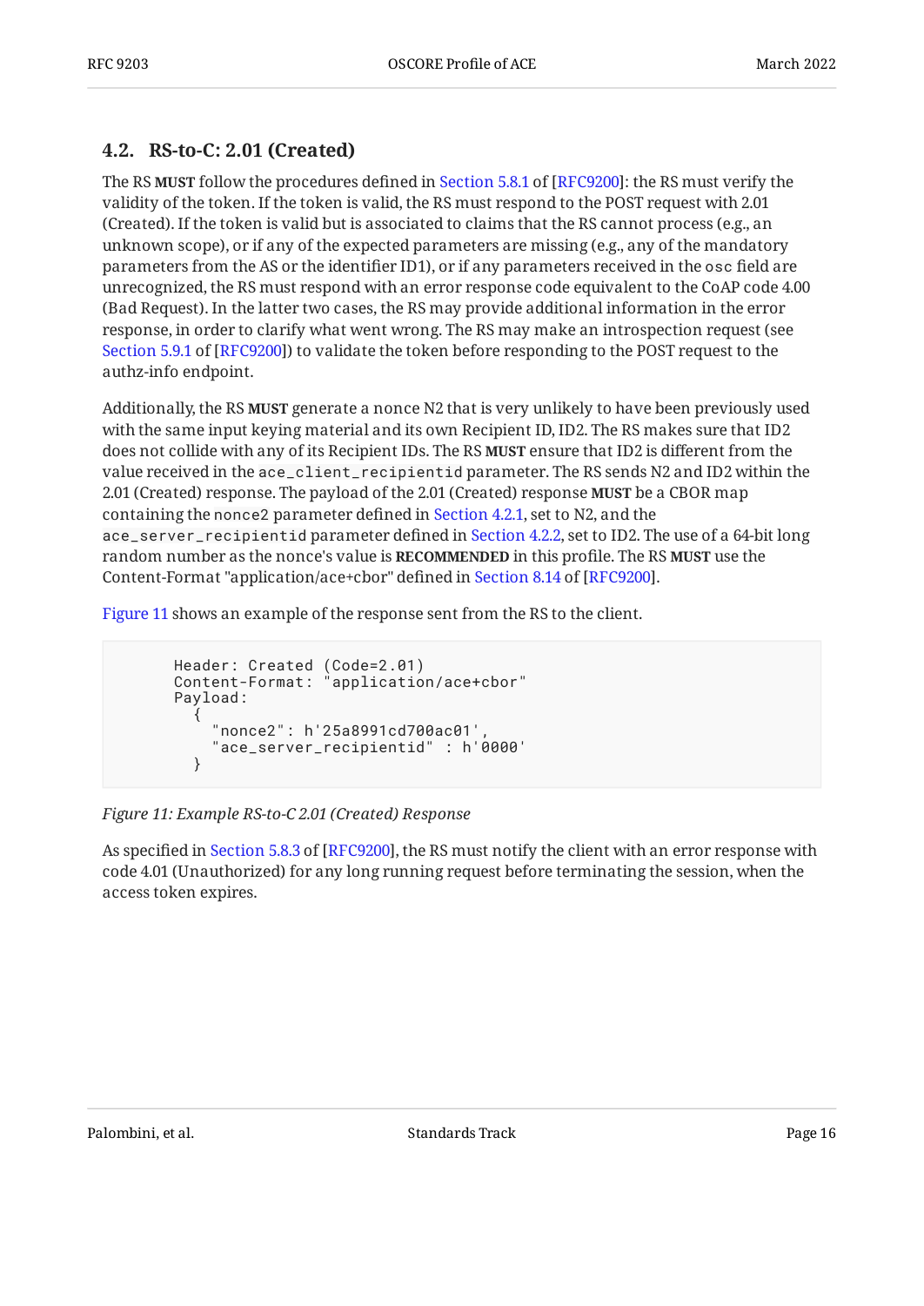### 4.2. RS-to-C: 2.01 (Created)

The RS **MUST** follow the procedures defined in Section 5.8.1 of [RFC9200]: the RS must verify the validity of the token. If the token is valid, the RS must respond to the POST request with 2.01 (Created). If the token is valid but is associated to claims that the RS cannot process (e.g., an unknown scope), or if any of the expected parameters are missing (e.g., any of the mandatory parameters from the AS or the identifier ID1), or if any parameters received in the `osc` field are unrecognized, the RS must respond with an error response code equivalent to the CoAP code 4.00 (Bad Request). In the latter two cases, the RS may provide additional information in the error response, in order to clarify what went wrong. The RS may make an introspection request (see Section 5.9.1 of [RFC9200]) to validate the token before responding to the POST request to the authz-info endpoint.

Additionally, the RS **MUST** generate a nonce N2 that is very unlikely to have been previously used with the same input keying material and its own Recipient ID, ID2. The RS makes sure that ID2 does not collide with any of its Recipient IDs. The RS **MUST** ensure that ID2 is different from the value received in the `ace_client_recipientid` parameter. The RS sends N2 and ID2 within the 2.01 (Created) response. The payload of the 2.01 (Created) response **MUST** be a CBOR map containing the `nonce2` parameter defined in Section 4.2.1, set to N2, and the `ace_server_recipientid` parameter defined in Section 4.2.2, set to ID2. The use of a 64-bit long random number as the nonce's value is **RECOMMENDED** in this profile. The RS **MUST** use the Content-Format "application/ace+cbor" defined in Section 8.14 of [RFC9200].

Figure 11 shows an example of the response sent from the RS to the client.

```
    Header: Created (Code=2.01)
    Content-Format: "application/ace+cbor"
    Payload:
      {
        "nonce2": h'25a8991cd700ac01',
        "ace_server_recipientid" : h'0000'
      }
```

*Figure 11: Example RS-to-C 2.01 (Created) Response*

As specified in Section 5.8.3 of [RFC9200], the RS must notify the client with an error response with code 4.01 (Unauthorized) for any long running request before terminating the session, when the access token expires.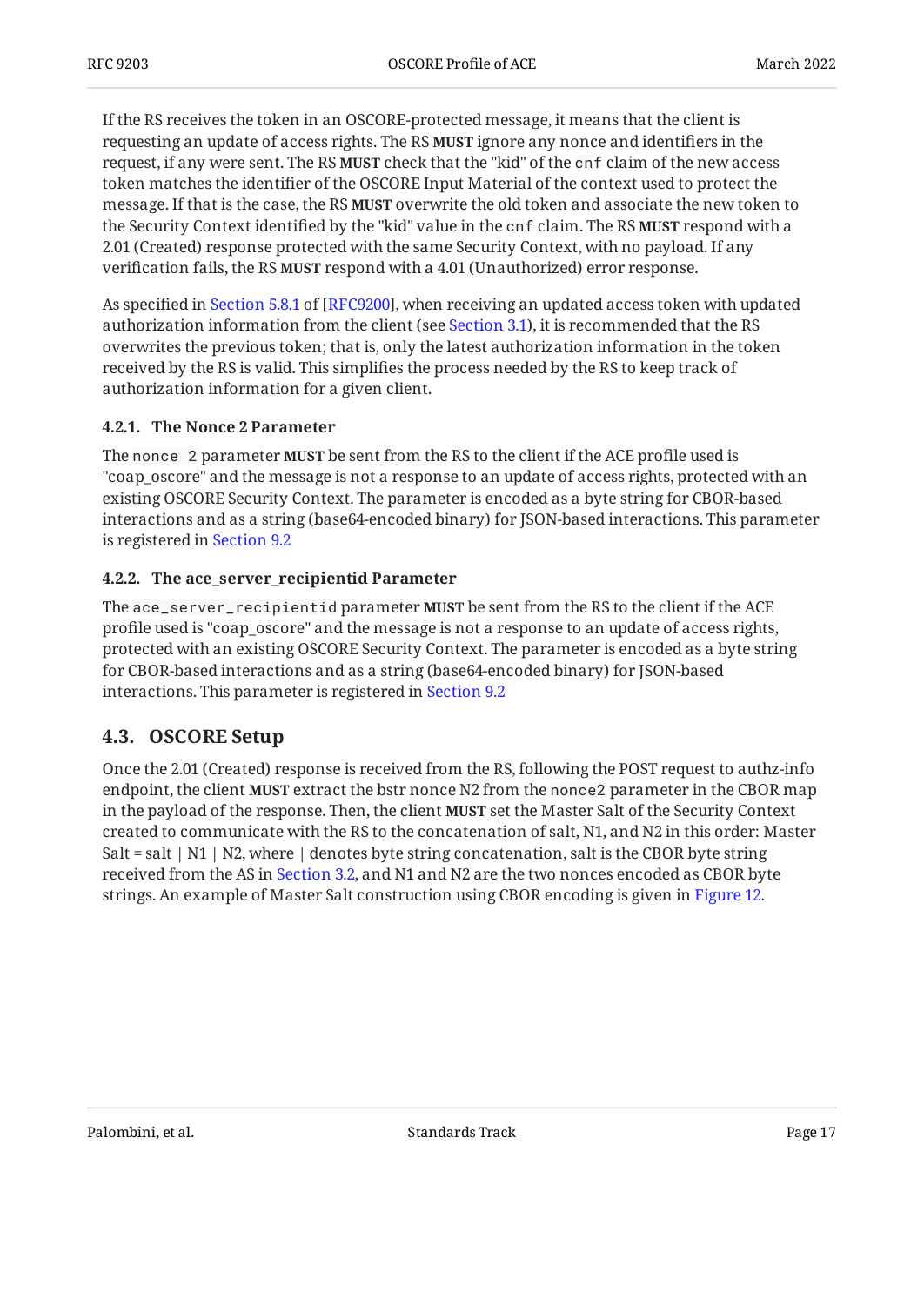If the RS receives the token in an OSCORE-protected message, it means that the client is requesting an update of access rights. The RS **MUST** ignore any nonce and identifiers in the request, if any were sent. The RS **MUST** check that the "kid" of the `cnf` claim of the new access token matches the identifier of the OSCORE Input Material of the context used to protect the message. If that is the case, the RS **MUST** overwrite the old token and associate the new token to the Security Context identified by the "kid" value in the `cnf` claim. The RS **MUST** respond with a 2.01 (Created) response protected with the same Security Context, with no payload. If any verification fails, the RS **MUST** respond with a 4.01 (Unauthorized) error response.

As specified in Section 5.8.1 of [RFC9200], when receiving an updated access token with updated authorization information from the client (see Section 3.1), it is recommended that the RS overwrites the previous token; that is, only the latest authorization information in the token received by the RS is valid. This simplifies the process needed by the RS to keep track of authorization information for a given client.

#### 4.2.1. The Nonce 2 Parameter

The `nonce 2` parameter **MUST** be sent from the RS to the client if the ACE profile used is "coap_oscore" and the message is not a response to an update of access rights, protected with an existing OSCORE Security Context. The parameter is encoded as a byte string for CBOR-based interactions and as a string (base64-encoded binary) for JSON-based interactions. This parameter is registered in Section 9.2

#### 4.2.2. The ace_server_recipientid Parameter

The `ace_server_recipientid` parameter **MUST** be sent from the RS to the client if the ACE profile used is "coap_oscore" and the message is not a response to an update of access rights, protected with an existing OSCORE Security Context. The parameter is encoded as a byte string for CBOR-based interactions and as a string (base64-encoded binary) for JSON-based interactions. This parameter is registered in Section 9.2

### 4.3. OSCORE Setup

Once the 2.01 (Created) response is received from the RS, following the POST request to authz-info endpoint, the client **MUST** extract the bstr nonce N2 from the `nonce2` parameter in the CBOR map in the payload of the response. Then, the client **MUST** set the Master Salt of the Security Context created to communicate with the RS to the concatenation of salt, N1, and N2 in this order: Master Salt = salt | N1 | N2, where | denotes byte string concatenation, salt is the CBOR byte string received from the AS in Section 3.2, and N1 and N2 are the two nonces encoded as CBOR byte strings. An example of Master Salt construction using CBOR encoding is given in Figure 12.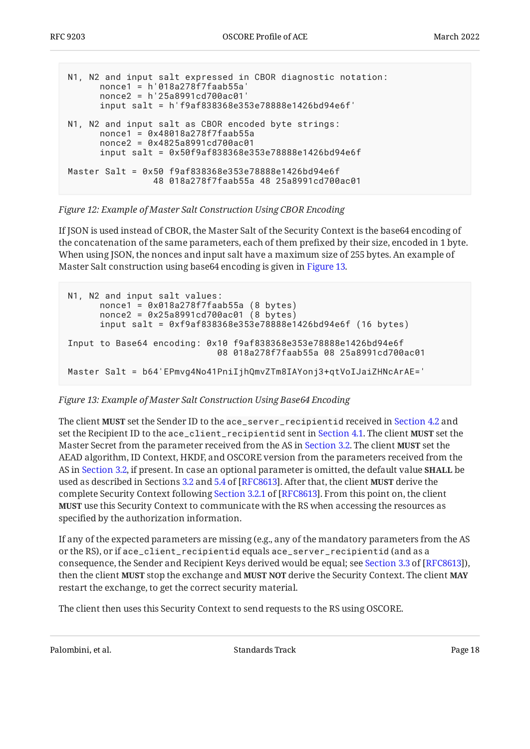```
N1, N2 and input salt expressed in CBOR diagnostic notation:
      nonce1 = h'018a278f7faab55a'
      nonce2 = h'25a8991cd700ac01'
      input salt = h'f9af838368e353e78888e1426bd94e6f'

N1, N2 and input salt as CBOR encoded byte strings:
      nonce1 = 0x48018a278f7faab55a
      nonce2 = 0x4825a8991cd700ac01
      input salt = 0x50f9af838368e353e78888e1426bd94e6f

Master Salt = 0x50 f9af838368e353e78888e1426bd94e6f
                48 018a278f7faab55a 48 25a8991cd700ac01
```

*Figure 12: Example of Master Salt Construction Using CBOR Encoding*

If JSON is used instead of CBOR, the Master Salt of the Security Context is the base64 encoding of the concatenation of the same parameters, each of them prefixed by their size, encoded in 1 byte. When using JSON, the nonces and input salt have a maximum size of 255 bytes. An example of Master Salt construction using base64 encoding is given in Figure 13.

```
N1, N2 and input salt values:
      nonce1 = 0x018a278f7faab55a (8 bytes)
      nonce2 = 0x25a8991cd700ac01 (8 bytes)
      input salt = 0xf9af838368e353e78888e1426bd94e6f (16 bytes)

Input to Base64 encoding: 0x10 f9af838368e353e78888e1426bd94e6f
                          08 018a278f7faab55a 08 25a8991cd700ac01

Master Salt = b64'EPmvg4No41PniIjhQmvZTm8IAYonj3+qtVoIJaiZHNcArAE='
```

*Figure 13: Example of Master Salt Construction Using Base64 Encoding*

The client **MUST** set the Sender ID to the `ace_server_recipientid` received in Section 4.2 and set the Recipient ID to the `ace_client_recipientid` sent in Section 4.1. The client **MUST** set the Master Secret from the parameter received from the AS in Section 3.2. The client **MUST** set the AEAD algorithm, ID Context, HKDF, and OSCORE version from the parameters received from the AS in Section 3.2, if present. In case an optional parameter is omitted, the default value **SHALL** be used as described in Sections 3.2 and 5.4 of [RFC8613]. After that, the client **MUST** derive the complete Security Context following Section 3.2.1 of [RFC8613]. From this point on, the client **MUST** use this Security Context to communicate with the RS when accessing the resources as specified by the authorization information.

If any of the expected parameters are missing (e.g., any of the mandatory parameters from the AS or the RS), or if `ace_client_recipientid` equals `ace_server_recipientid` (and as a consequence, the Sender and Recipient Keys derived would be equal; see Section 3.3 of [RFC8613]), then the client **MUST** stop the exchange and **MUST NOT** derive the Security Context. The client **MAY** restart the exchange, to get the correct security material.

The client then uses this Security Context to send requests to the RS using OSCORE.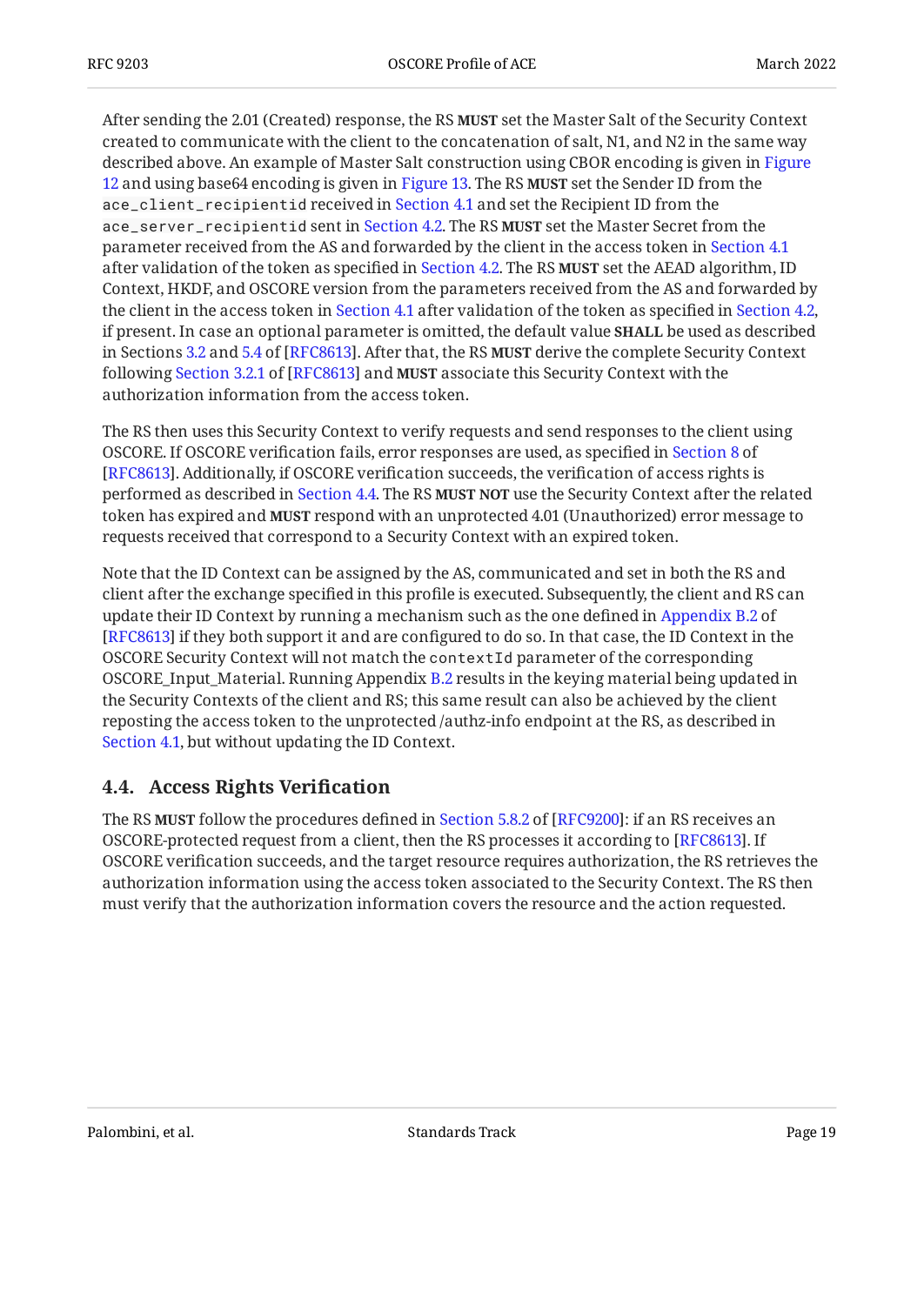After sending the 2.01 (Created) response, the RS **MUST** set the Master Salt of the Security Context created to communicate with the client to the concatenation of salt, N1, and N2 in the same way described above. An example of Master Salt construction using CBOR encoding is given in Figure 12 and using base64 encoding is given in Figure 13. The RS **MUST** set the Sender ID from the `ace_client_recipientid` received in Section 4.1 and set the Recipient ID from the `ace_server_recipientid` sent in Section 4.2. The RS **MUST** set the Master Secret from the parameter received from the AS and forwarded by the client in the access token in Section 4.1 after validation of the token as specified in Section 4.2. The RS **MUST** set the AEAD algorithm, ID Context, HKDF, and OSCORE version from the parameters received from the AS and forwarded by the client in the access token in Section 4.1 after validation of the token as specified in Section 4.2, if present. In case an optional parameter is omitted, the default value **SHALL** be used as described in Sections 3.2 and 5.4 of [RFC8613]. After that, the RS **MUST** derive the complete Security Context following Section 3.2.1 of [RFC8613] and **MUST** associate this Security Context with the authorization information from the access token.

The RS then uses this Security Context to verify requests and send responses to the client using OSCORE. If OSCORE verification fails, error responses are used, as specified in Section 8 of [RFC8613]. Additionally, if OSCORE verification succeeds, the verification of access rights is performed as described in Section 4.4. The RS **MUST NOT** use the Security Context after the related token has expired and **MUST** respond with an unprotected 4.01 (Unauthorized) error message to requests received that correspond to a Security Context with an expired token.

Note that the ID Context can be assigned by the AS, communicated and set in both the RS and client after the exchange specified in this profile is executed. Subsequently, the client and RS can update their ID Context by running a mechanism such as the one defined in Appendix B.2 of [RFC8613] if they both support it and are configured to do so. In that case, the ID Context in the OSCORE Security Context will not match the `contextId` parameter of the corresponding OSCORE_Input_Material. Running Appendix B.2 results in the keying material being updated in the Security Contexts of the client and RS; this same result can also be achieved by the client reposting the access token to the unprotected /authz-info endpoint at the RS, as described in Section 4.1, but without updating the ID Context.

## 4.4. Access Rights Verification

The RS **MUST** follow the procedures defined in Section 5.8.2 of [RFC9200]: if an RS receives an OSCORE-protected request from a client, then the RS processes it according to [RFC8613]. If OSCORE verification succeeds, and the target resource requires authorization, the RS retrieves the authorization information using the access token associated to the Security Context. The RS then must verify that the authorization information covers the resource and the action requested.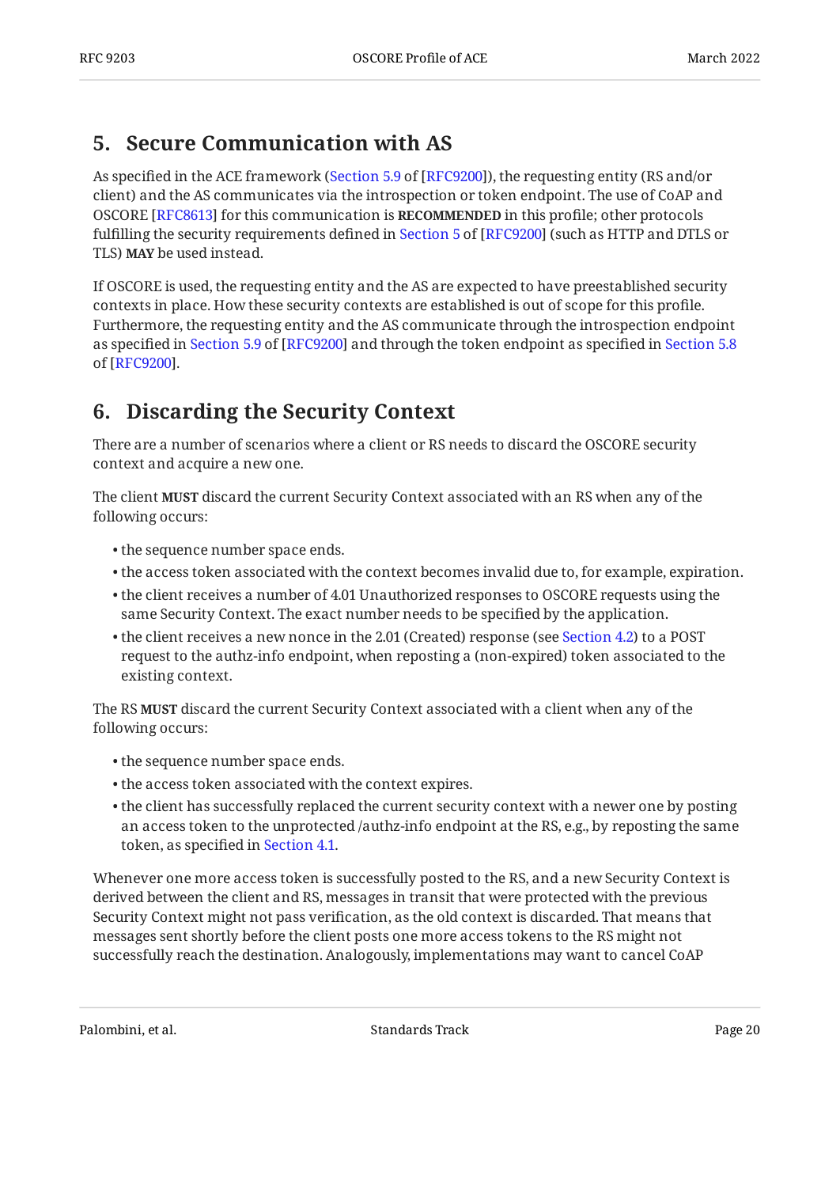## 5. Secure Communication with AS

As specified in the ACE framework (Section 5.9 of [RFC9200]), the requesting entity (RS and/or client) and the AS communicates via the introspection or token endpoint. The use of CoAP and OSCORE [RFC8613] for this communication is **RECOMMENDED** in this profile; other protocols fulfilling the security requirements defined in Section 5 of [RFC9200] (such as HTTP and DTLS or TLS) **MAY** be used instead.

If OSCORE is used, the requesting entity and the AS are expected to have preestablished security contexts in place. How these security contexts are established is out of scope for this profile. Furthermore, the requesting entity and the AS communicate through the introspection endpoint as specified in Section 5.9 of [RFC9200] and through the token endpoint as specified in Section 5.8 of [RFC9200].

## 6. Discarding the Security Context

There are a number of scenarios where a client or RS needs to discard the OSCORE security context and acquire a new one.

The client **MUST** discard the current Security Context associated with an RS when any of the following occurs:

- the sequence number space ends.
- the access token associated with the context becomes invalid due to, for example, expiration.
- the client receives a number of 4.01 Unauthorized responses to OSCORE requests using the same Security Context. The exact number needs to be specified by the application.
- the client receives a new nonce in the 2.01 (Created) response (see Section 4.2) to a POST request to the authz-info endpoint, when reposting a (non-expired) token associated to the existing context.

The RS **MUST** discard the current Security Context associated with a client when any of the following occurs:

- the sequence number space ends.
- the access token associated with the context expires.
- the client has successfully replaced the current security context with a newer one by posting an access token to the unprotected /authz-info endpoint at the RS, e.g., by reposting the same token, as specified in Section 4.1.

Whenever one more access token is successfully posted to the RS, and a new Security Context is derived between the client and RS, messages in transit that were protected with the previous Security Context might not pass verification, as the old context is discarded. That means that messages sent shortly before the client posts one more access tokens to the RS might not successfully reach the destination. Analogously, implementations may want to cancel CoAP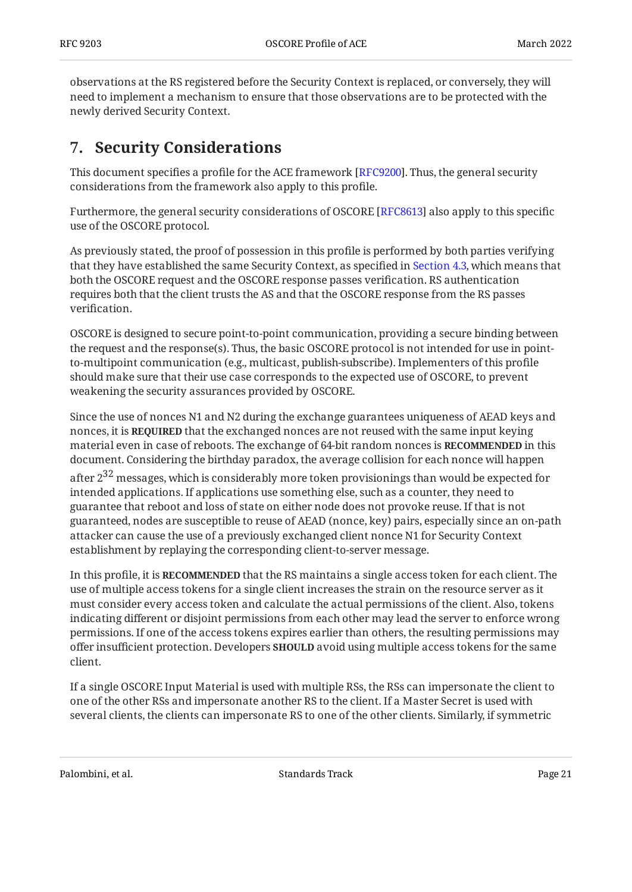observations at the RS registered before the Security Context is replaced, or conversely, they will need to implement a mechanism to ensure that those observations are to be protected with the newly derived Security Context.

## 7. Security Considerations

This document specifies a profile for the ACE framework [RFC9200]. Thus, the general security considerations from the framework also apply to this profile.

Furthermore, the general security considerations of OSCORE [RFC8613] also apply to this specific use of the OSCORE protocol.

As previously stated, the proof of possession in this profile is performed by both parties verifying that they have established the same Security Context, as specified in Section 4.3, which means that both the OSCORE request and the OSCORE response passes verification. RS authentication requires both that the client trusts the AS and that the OSCORE response from the RS passes verification.

OSCORE is designed to secure point-to-point communication, providing a secure binding between the request and the response(s). Thus, the basic OSCORE protocol is not intended for use in point-to-multipoint communication (e.g., multicast, publish-subscribe). Implementers of this profile should make sure that their use case corresponds to the expected use of OSCORE, to prevent weakening the security assurances provided by OSCORE.

Since the use of nonces N1 and N2 during the exchange guarantees uniqueness of AEAD keys and nonces, it is **REQUIRED** that the exchanged nonces are not reused with the same input keying material even in case of reboots. The exchange of 64-bit random nonces is **RECOMMENDED** in this document. Considering the birthday paradox, the average collision for each nonce will happen after $2^{32}$ messages, which is considerably more token provisionings than would be expected for intended applications. If applications use something else, such as a counter, they need to guarantee that reboot and loss of state on either node does not provoke reuse. If that is not guaranteed, nodes are susceptible to reuse of AEAD (nonce, key) pairs, especially since an on-path attacker can cause the use of a previously exchanged client nonce N1 for Security Context establishment by replaying the corresponding client-to-server message.

In this profile, it is **RECOMMENDED** that the RS maintains a single access token for each client. The use of multiple access tokens for a single client increases the strain on the resource server as it must consider every access token and calculate the actual permissions of the client. Also, tokens indicating different or disjoint permissions from each other may lead the server to enforce wrong permissions. If one of the access tokens expires earlier than others, the resulting permissions may offer insufficient protection. Developers **SHOULD** avoid using multiple access tokens for the same client.

If a single OSCORE Input Material is used with multiple RSs, the RSs can impersonate the client to one of the other RSs and impersonate another RS to the client. If a Master Secret is used with several clients, the clients can impersonate RS to one of the other clients. Similarly, if symmetric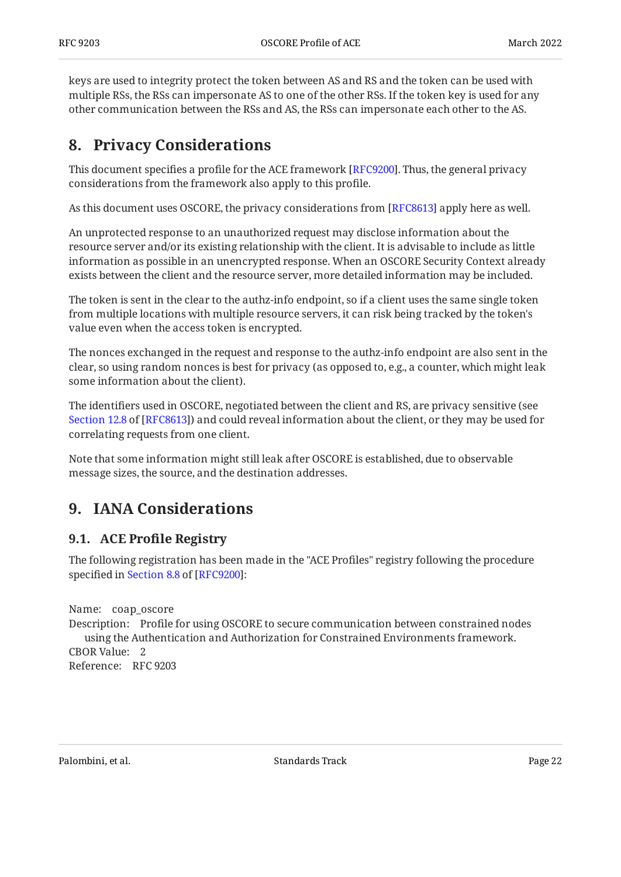keys are used to integrity protect the token between AS and RS and the token can be used with multiple RSs, the RSs can impersonate AS to one of the other RSs. If the token key is used for any other communication between the RSs and AS, the RSs can impersonate each other to the AS.

## 8. Privacy Considerations

This document specifies a profile for the ACE framework [RFC9200]. Thus, the general privacy considerations from the framework also apply to this profile.

As this document uses OSCORE, the privacy considerations from [RFC8613] apply here as well.

An unprotected response to an unauthorized request may disclose information about the resource server and/or its existing relationship with the client. It is advisable to include as little information as possible in an unencrypted response. When an OSCORE Security Context already exists between the client and the resource server, more detailed information may be included.

The token is sent in the clear to the authz-info endpoint, so if a client uses the same single token from multiple locations with multiple resource servers, it can risk being tracked by the token's value even when the access token is encrypted.

The nonces exchanged in the request and response to the authz-info endpoint are also sent in the clear, so using random nonces is best for privacy (as opposed to, e.g., a counter, which might leak some information about the client).

The identifiers used in OSCORE, negotiated between the client and RS, are privacy sensitive (see Section 12.8 of [RFC8613]) and could reveal information about the client, or they may be used for correlating requests from one client.

Note that some information might still leak after OSCORE is established, due to observable message sizes, the source, and the destination addresses.

## 9. IANA Considerations

### 9.1. ACE Profile Registry

The following registration has been made in the "ACE Profiles" registry following the procedure specified in Section 8.8 of [RFC9200]:

Name: coap_oscore

Description: Profile for using OSCORE to secure communication between constrained nodes using the Authentication and Authorization for Constrained Environments framework.

CBOR Value: 2

Reference: RFC 9203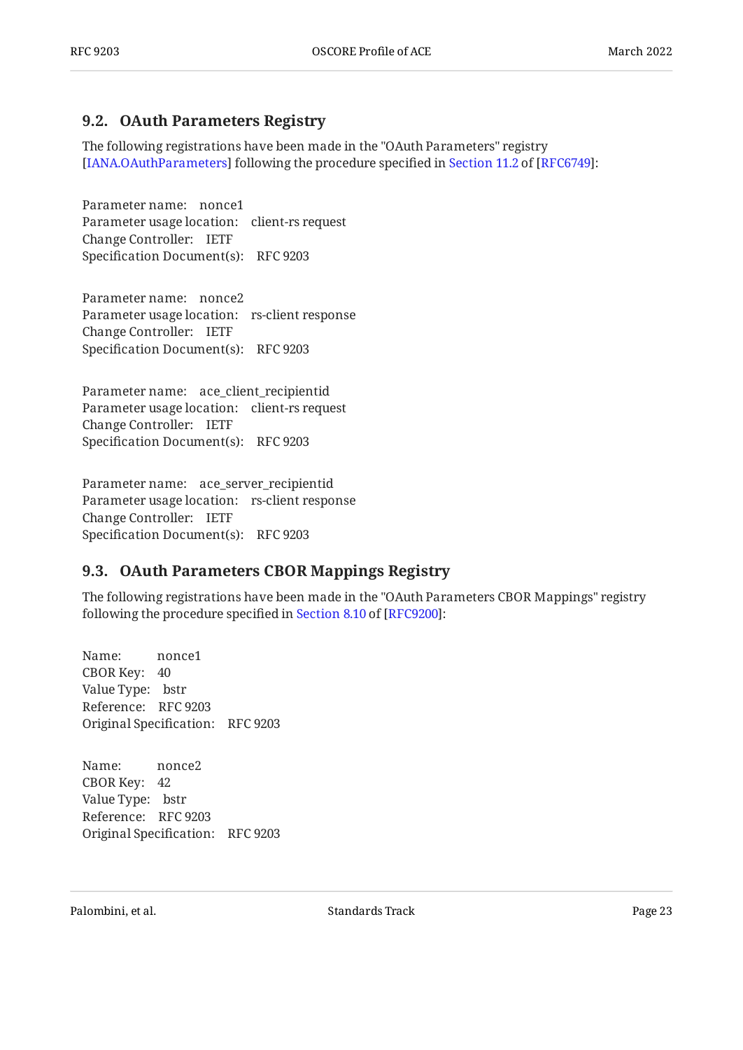## 9.2. OAuth Parameters Registry

The following registrations have been made in the "OAuth Parameters" registry [IANA.OAuthParameters] following the procedure specified in Section 11.2 of [RFC6749]:

Parameter name: nonce1
Parameter usage location: client-rs request
Change Controller: IETF
Specification Document(s): RFC 9203

Parameter name: nonce2
Parameter usage location: rs-client response
Change Controller: IETF
Specification Document(s): RFC 9203

Parameter name: ace_client_recipientid
Parameter usage location: client-rs request
Change Controller: IETF
Specification Document(s): RFC 9203

Parameter name: ace_server_recipientid
Parameter usage location: rs-client response
Change Controller: IETF
Specification Document(s): RFC 9203

## 9.3. OAuth Parameters CBOR Mappings Registry

The following registrations have been made in the "OAuth Parameters CBOR Mappings" registry following the procedure specified in Section 8.10 of [RFC9200]:

Name: nonce1
CBOR Key: 40
Value Type: bstr
Reference: RFC 9203
Original Specification: RFC 9203

Name: nonce2
CBOR Key: 42
Value Type: bstr
Reference: RFC 9203
Original Specification: RFC 9203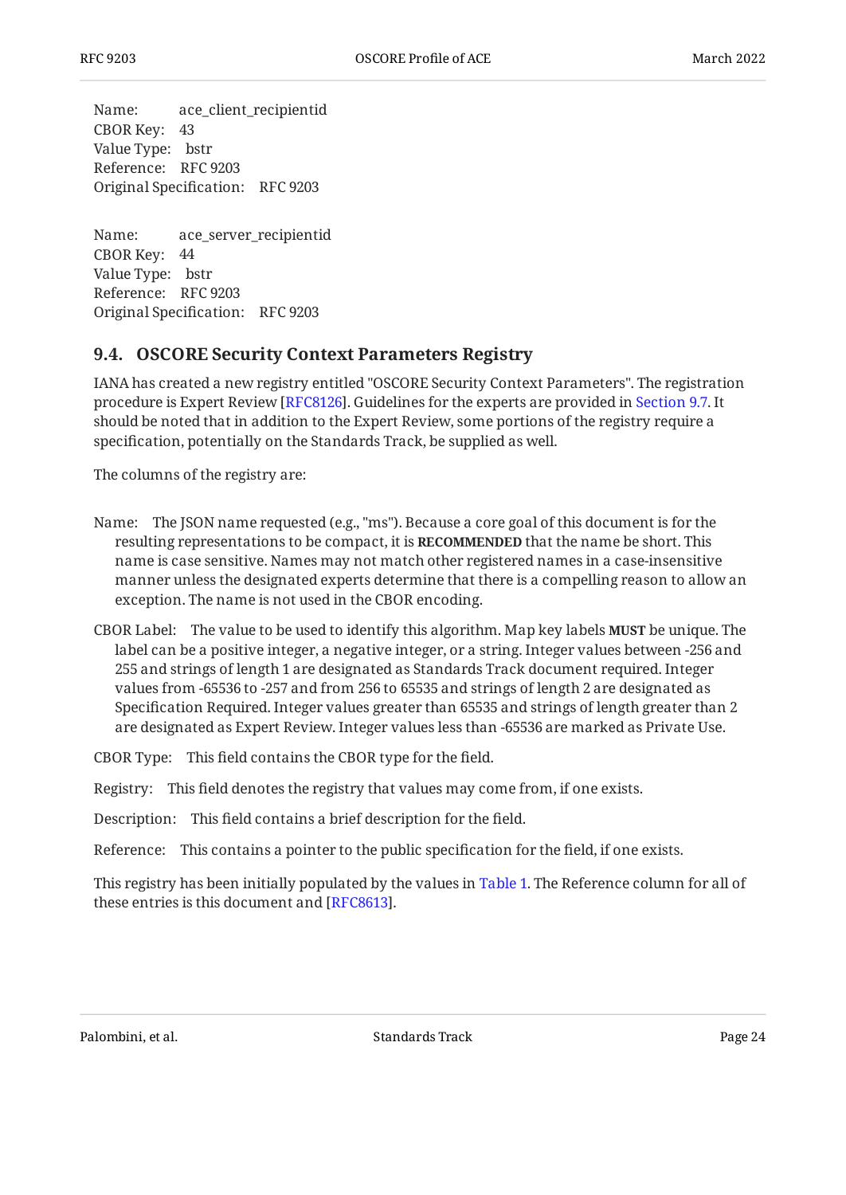Name: ace_client_recipientid
CBOR Key: 43
Value Type: bstr
Reference: RFC 9203
Original Specification: RFC 9203

Name: ace_server_recipientid
CBOR Key: 44
Value Type: bstr
Reference: RFC 9203
Original Specification: RFC 9203

### 9.4. OSCORE Security Context Parameters Registry

IANA has created a new registry entitled "OSCORE Security Context Parameters". The registration procedure is Expert Review [RFC8126]. Guidelines for the experts are provided in Section 9.7. It should be noted that in addition to the Expert Review, some portions of the registry require a specification, potentially on the Standards Track, be supplied as well.

The columns of the registry are:

Name: The JSON name requested (e.g., "ms"). Because a core goal of this document is for the resulting representations to be compact, it is **RECOMMENDED** that the name be short. This name is case sensitive. Names may not match other registered names in a case-insensitive manner unless the designated experts determine that there is a compelling reason to allow an exception. The name is not used in the CBOR encoding.

CBOR Label: The value to be used to identify this algorithm. Map key labels **MUST** be unique. The label can be a positive integer, a negative integer, or a string. Integer values between -256 and 255 and strings of length 1 are designated as Standards Track document required. Integer values from -65536 to -257 and from 256 to 65535 and strings of length 2 are designated as Specification Required. Integer values greater than 65535 and strings of length greater than 2 are designated as Expert Review. Integer values less than -65536 are marked as Private Use.

CBOR Type: This field contains the CBOR type for the field.

Registry: This field denotes the registry that values may come from, if one exists.

Description: This field contains a brief description for the field.

Reference: This contains a pointer to the public specification for the field, if one exists.

This registry has been initially populated by the values in Table 1. The Reference column for all of these entries is this document and [RFC8613].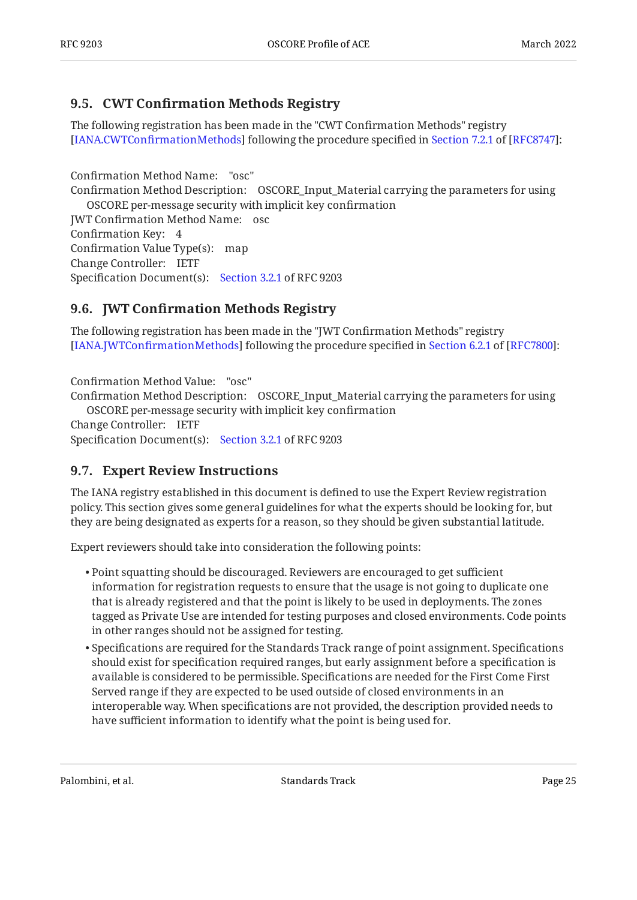## 9.5. CWT Confirmation Methods Registry

The following registration has been made in the "CWT Confirmation Methods" registry [IANA.CWTConfirmationMethods] following the procedure specified in Section 7.2.1 of [RFC8747]:

Confirmation Method Name: "osc"
Confirmation Method Description: OSCORE_Input_Material carrying the parameters for using OSCORE per-message security with implicit key confirmation
JWT Confirmation Method Name: osc
Confirmation Key: 4
Confirmation Value Type(s): map
Change Controller: IETF
Specification Document(s): Section 3.2.1 of RFC 9203

## 9.6. JWT Confirmation Methods Registry

The following registration has been made in the "JWT Confirmation Methods" registry [IANA.JWTConfirmationMethods] following the procedure specified in Section 6.2.1 of [RFC7800]:

Confirmation Method Value: "osc"
Confirmation Method Description: OSCORE_Input_Material carrying the parameters for using OSCORE per-message security with implicit key confirmation
Change Controller: IETF
Specification Document(s): Section 3.2.1 of RFC 9203

## 9.7. Expert Review Instructions

The IANA registry established in this document is defined to use the Expert Review registration policy. This section gives some general guidelines for what the experts should be looking for, but they are being designated as experts for a reason, so they should be given substantial latitude.

Expert reviewers should take into consideration the following points:

- Point squatting should be discouraged. Reviewers are encouraged to get sufficient information for registration requests to ensure that the usage is not going to duplicate one that is already registered and that the point is likely to be used in deployments. The zones tagged as Private Use are intended for testing purposes and closed environments. Code points in other ranges should not be assigned for testing.
- Specifications are required for the Standards Track range of point assignment. Specifications should exist for specification required ranges, but early assignment before a specification is available is considered to be permissible. Specifications are needed for the First Come First Served range if they are expected to be used outside of closed environments in an interoperable way. When specifications are not provided, the description provided needs to have sufficient information to identify what the point is being used for.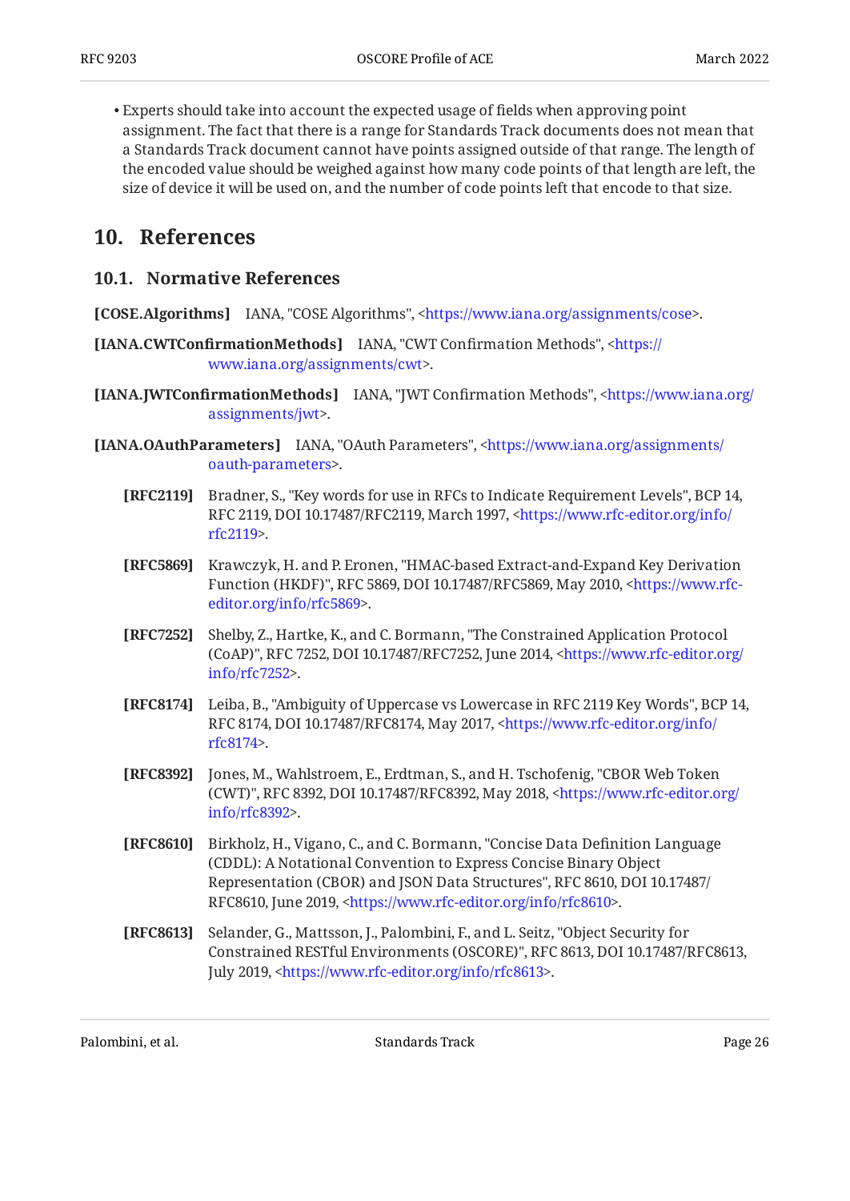- Experts should take into account the expected usage of fields when approving point assignment. The fact that there is a range for Standards Track documents does not mean that a Standards Track document cannot have points assigned outside of that range. The length of the encoded value should be weighed against how many code points of that length are left, the size of device it will be used on, and the number of code points left that encode to that size.

# 10. References

## 10.1. Normative References

**[COSE.Algorithms]** IANA, "COSE Algorithms", <https://www.iana.org/assignments/cose>.

**[IANA.CWTConfirmationMethods]** IANA, "CWT Confirmation Methods", <https://www.iana.org/assignments/cwt>.

**[IANA.JWTConfirmationMethods]** IANA, "JWT Confirmation Methods", <https://www.iana.org/assignments/jwt>.

**[IANA.OAuthParameters]** IANA, "OAuth Parameters", <https://www.iana.org/assignments/oauth-parameters>.

**[RFC2119]** Bradner, S., "Key words for use in RFCs to Indicate Requirement Levels", BCP 14, RFC 2119, DOI 10.17487/RFC2119, March 1997, <https://www.rfc-editor.org/info/rfc2119>.

**[RFC5869]** Krawczyk, H. and P. Eronen, "HMAC-based Extract-and-Expand Key Derivation Function (HKDF)", RFC 5869, DOI 10.17487/RFC5869, May 2010, <https://www.rfc-editor.org/info/rfc5869>.

**[RFC7252]** Shelby, Z., Hartke, K., and C. Bormann, "The Constrained Application Protocol (CoAP)", RFC 7252, DOI 10.17487/RFC7252, June 2014, <https://www.rfc-editor.org/info/rfc7252>.

**[RFC8174]** Leiba, B., "Ambiguity of Uppercase vs Lowercase in RFC 2119 Key Words", BCP 14, RFC 8174, DOI 10.17487/RFC8174, May 2017, <https://www.rfc-editor.org/info/rfc8174>.

**[RFC8392]** Jones, M., Wahlstroem, E., Erdtman, S., and H. Tschofenig, "CBOR Web Token (CWT)", RFC 8392, DOI 10.17487/RFC8392, May 2018, <https://www.rfc-editor.org/info/rfc8392>.

**[RFC8610]** Birkholz, H., Vigano, C., and C. Bormann, "Concise Data Definition Language (CDDL): A Notational Convention to Express Concise Binary Object Representation (CBOR) and JSON Data Structures", RFC 8610, DOI 10.17487/RFC8610, June 2019, <https://www.rfc-editor.org/info/rfc8610>.

**[RFC8613]** Selander, G., Mattsson, J., Palombini, F., and L. Seitz, "Object Security for Constrained RESTful Environments (OSCORE)", RFC 8613, DOI 10.17487/RFC8613, July 2019, <https://www.rfc-editor.org/info/rfc8613>.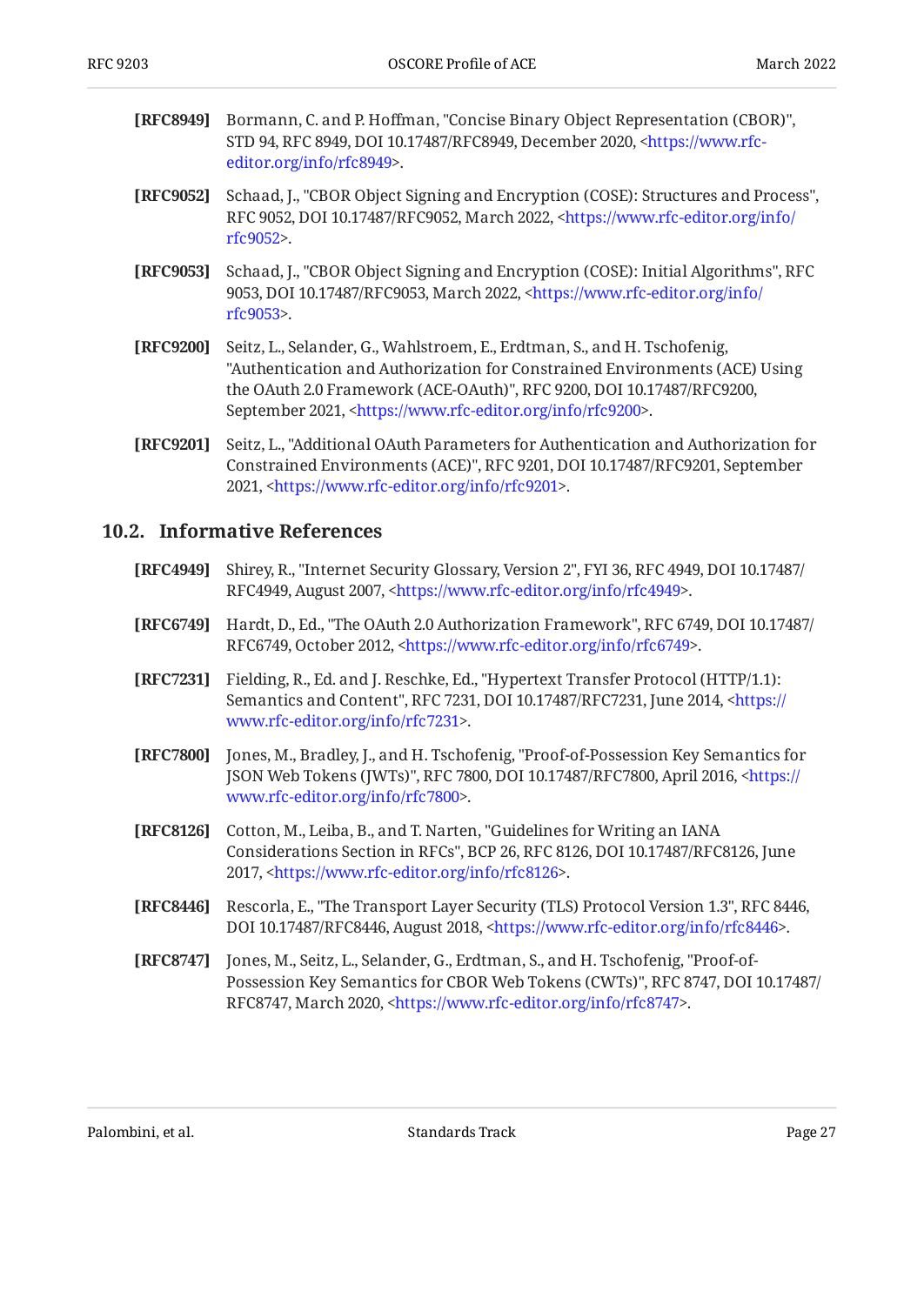**[RFC8949]** Bormann, C. and P. Hoffman, "Concise Binary Object Representation (CBOR)", STD 94, RFC 8949, DOI 10.17487/RFC8949, December 2020, <https://www.rfc-editor.org/info/rfc8949>.

**[RFC9052]** Schaad, J., "CBOR Object Signing and Encryption (COSE): Structures and Process", RFC 9052, DOI 10.17487/RFC9052, March 2022, <https://www.rfc-editor.org/info/rfc9052>.

**[RFC9053]** Schaad, J., "CBOR Object Signing and Encryption (COSE): Initial Algorithms", RFC 9053, DOI 10.17487/RFC9053, March 2022, <https://www.rfc-editor.org/info/rfc9053>.

**[RFC9200]** Seitz, L., Selander, G., Wahlstroem, E., Erdtman, S., and H. Tschofenig, "Authentication and Authorization for Constrained Environments (ACE) Using the OAuth 2.0 Framework (ACE-OAuth)", RFC 9200, DOI 10.17487/RFC9200, September 2021, <https://www.rfc-editor.org/info/rfc9200>.

**[RFC9201]** Seitz, L., "Additional OAuth Parameters for Authentication and Authorization for Constrained Environments (ACE)", RFC 9201, DOI 10.17487/RFC9201, September 2021, <https://www.rfc-editor.org/info/rfc9201>.

## 10.2. Informative References

**[RFC4949]** Shirey, R., "Internet Security Glossary, Version 2", FYI 36, RFC 4949, DOI 10.17487/RFC4949, August 2007, <https://www.rfc-editor.org/info/rfc4949>.

**[RFC6749]** Hardt, D., Ed., "The OAuth 2.0 Authorization Framework", RFC 6749, DOI 10.17487/RFC6749, October 2012, <https://www.rfc-editor.org/info/rfc6749>.

**[RFC7231]** Fielding, R., Ed. and J. Reschke, Ed., "Hypertext Transfer Protocol (HTTP/1.1): Semantics and Content", RFC 7231, DOI 10.17487/RFC7231, June 2014, <https://www.rfc-editor.org/info/rfc7231>.

**[RFC7800]** Jones, M., Bradley, J., and H. Tschofenig, "Proof-of-Possession Key Semantics for JSON Web Tokens (JWTs)", RFC 7800, DOI 10.17487/RFC7800, April 2016, <https://www.rfc-editor.org/info/rfc7800>.

**[RFC8126]** Cotton, M., Leiba, B., and T. Narten, "Guidelines for Writing an IANA Considerations Section in RFCs", BCP 26, RFC 8126, DOI 10.17487/RFC8126, June 2017, <https://www.rfc-editor.org/info/rfc8126>.

**[RFC8446]** Rescorla, E., "The Transport Layer Security (TLS) Protocol Version 1.3", RFC 8446, DOI 10.17487/RFC8446, August 2018, <https://www.rfc-editor.org/info/rfc8446>.

**[RFC8747]** Jones, M., Seitz, L., Selander, G., Erdtman, S., and H. Tschofenig, "Proof-of-Possession Key Semantics for CBOR Web Tokens (CWTs)", RFC 8747, DOI 10.17487/RFC8747, March 2020, <https://www.rfc-editor.org/info/rfc8747>.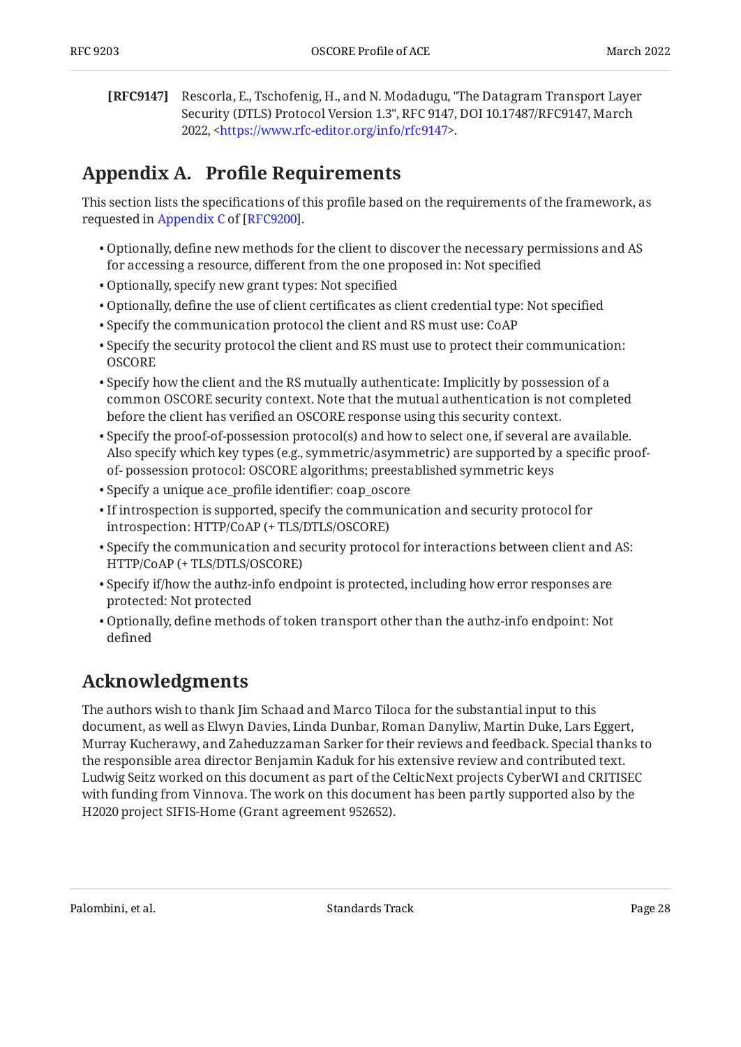**[RFC9147]** Rescorla, E., Tschofenig, H., and N. Modadugu, "The Datagram Transport Layer Security (DTLS) Protocol Version 1.3", RFC 9147, DOI 10.17487/RFC9147, March 2022, <https://www.rfc-editor.org/info/rfc9147>.

# Appendix A. Profile Requirements

This section lists the specifications of this profile based on the requirements of the framework, as requested in Appendix C of [RFC9200].

- Optionally, define new methods for the client to discover the necessary permissions and AS for accessing a resource, different from the one proposed in: Not specified
- Optionally, specify new grant types: Not specified
- Optionally, define the use of client certificates as client credential type: Not specified
- Specify the communication protocol the client and RS must use: CoAP
- Specify the security protocol the client and RS must use to protect their communication: OSCORE
- Specify how the client and the RS mutually authenticate: Implicitly by possession of a common OSCORE security context. Note that the mutual authentication is not completed before the client has verified an OSCORE response using this security context.
- Specify the proof-of-possession protocol(s) and how to select one, if several are available. Also specify which key types (e.g., symmetric/asymmetric) are supported by a specific proof-of- possession protocol: OSCORE algorithms; preestablished symmetric keys
- Specify a unique ace_profile identifier: coap_oscore
- If introspection is supported, specify the communication and security protocol for introspection: HTTP/CoAP (+ TLS/DTLS/OSCORE)
- Specify the communication and security protocol for interactions between client and AS: HTTP/CoAP (+ TLS/DTLS/OSCORE)
- Specify if/how the authz-info endpoint is protected, including how error responses are protected: Not protected
- Optionally, define methods of token transport other than the authz-info endpoint: Not defined

# Acknowledgments

The authors wish to thank Jim Schaad and Marco Tiloca for the substantial input to this document, as well as Elwyn Davies, Linda Dunbar, Roman Danyliw, Martin Duke, Lars Eggert, Murray Kucherawy, and Zaheduzzaman Sarker for their reviews and feedback. Special thanks to the responsible area director Benjamin Kaduk for his extensive review and contributed text. Ludwig Seitz worked on this document as part of the CelticNext projects CyberWI and CRITISEC with funding from Vinnova. The work on this document has been partly supported also by the H2020 project SIFIS-Home (Grant agreement 952652).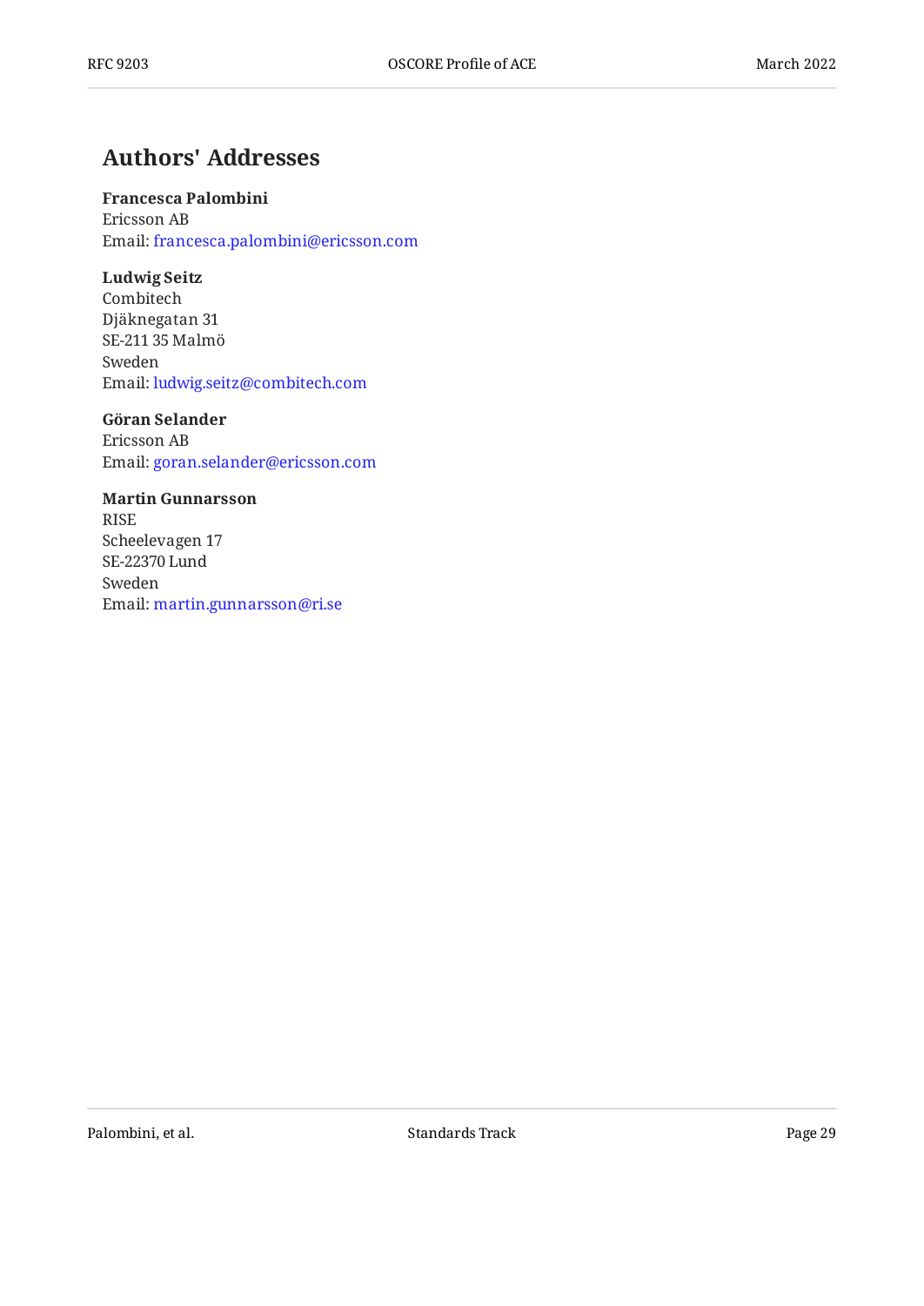## Authors' Addresses

**Francesca Palombini**
Ericsson AB
Email: francesca.palombini@ericsson.com

**Ludwig Seitz**
Combitech
Djäknegatan 31
SE-211 35 Malmö
Sweden
Email: ludwig.seitz@combitech.com

**Göran Selander**
Ericsson AB
Email: goran.selander@ericsson.com

**Martin Gunnarsson**
RISE
Scheelevagen 17
SE-22370 Lund
Sweden
Email: martin.gunnarsson@ri.se